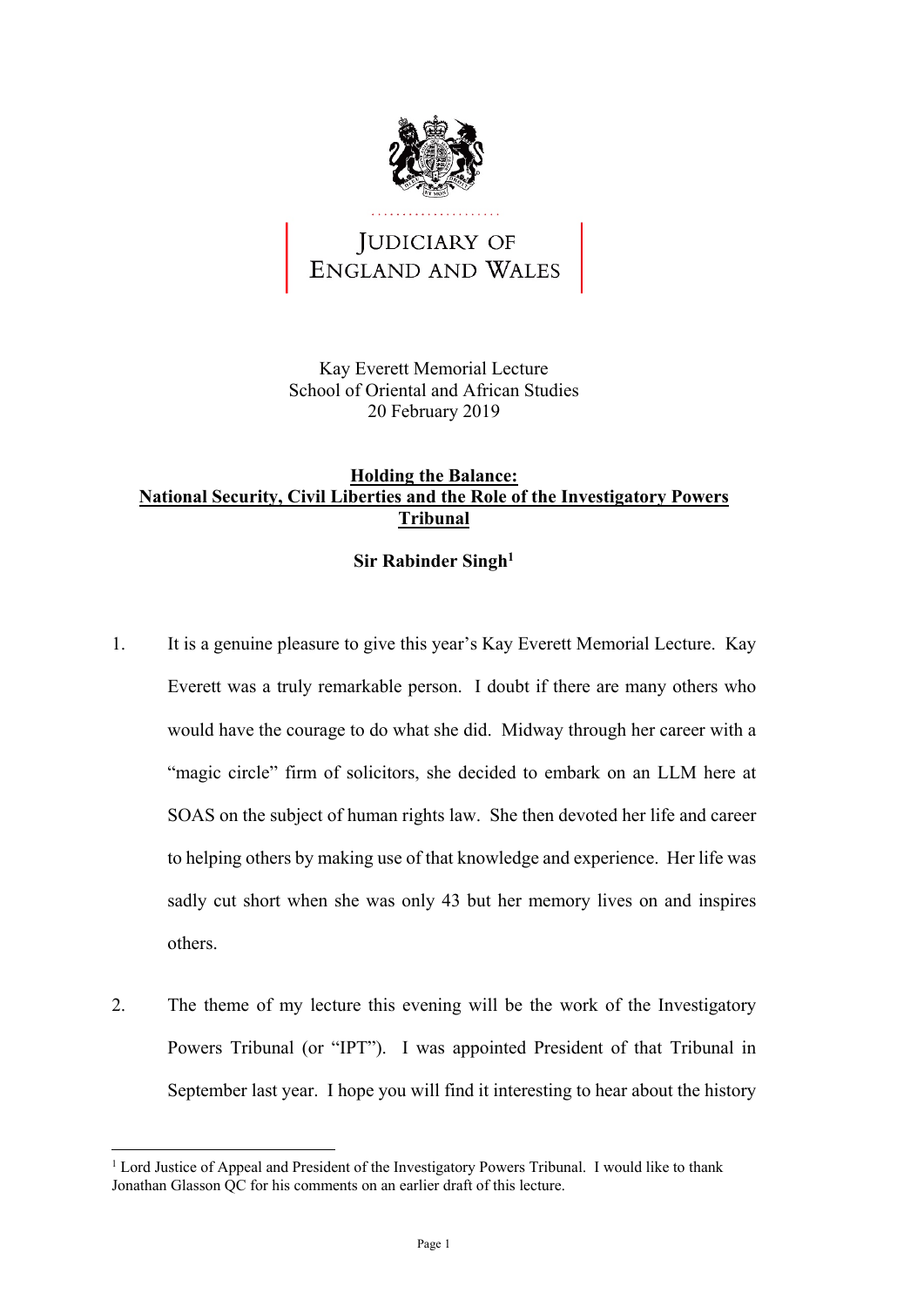# JUDICIARY OF ENGLAND AND WALES

Kay Everett Memorial Lecture
School of Oriental and African Studies
20 February 2019

## Holding the Balance: National Security, Civil Liberties and the Role of the Investigatory Powers Tribunal

**Sir Rabinder Singh**[1]

1. It is a genuine pleasure to give this year's Kay Everett Memorial Lecture. Kay Everett was a truly remarkable person. I doubt if there are many others who would have the courage to do what she did. Midway through her career with a "magic circle" firm of solicitors, she decided to embark on an LLM here at SOAS on the subject of human rights law. She then devoted her life and career to helping others by making use of that knowledge and experience. Her life was sadly cut short when she was only 43 but her memory lives on and inspires others.

2. The theme of my lecture this evening will be the work of the Investigatory Powers Tribunal (or "IPT"). I was appointed President of that Tribunal in September last year. I hope you will find it interesting to hear about the history

---

[1] Lord Justice of Appeal and President of the Investigatory Powers Tribunal. I would like to thank Jonathan Glasson QC for his comments on an earlier draft of this lecture.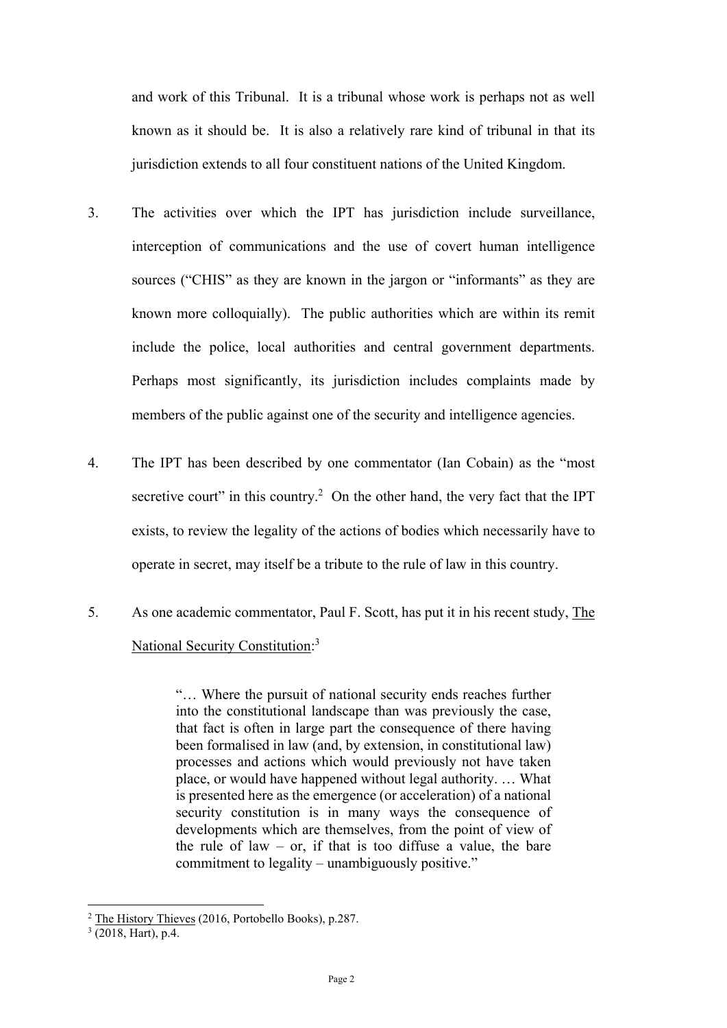and work of this Tribunal. It is a tribunal whose work is perhaps not as well known as it should be. It is also a relatively rare kind of tribunal in that its jurisdiction extends to all four constituent nations of the United Kingdom.

3. The activities over which the IPT has jurisdiction include surveillance, interception of communications and the use of covert human intelligence sources ("CHIS" as they are known in the jargon or "informants" as they are known more colloquially). The public authorities which are within its remit include the police, local authorities and central government departments. Perhaps most significantly, its jurisdiction includes complaints made by members of the public against one of the security and intelligence agencies.

4. The IPT has been described by one commentator (Ian Cobain) as the "most secretive court" in this country.[2] On the other hand, the very fact that the IPT exists, to review the legality of the actions of bodies which necessarily have to operate in secret, may itself be a tribute to the rule of law in this country.

5. As one academic commentator, Paul F. Scott, has put it in his recent study, The National Security Constitution:[3]

> "… Where the pursuit of national security ends reaches further into the constitutional landscape than was previously the case, that fact is often in large part the consequence of there having been formalised in law (and, by extension, in constitutional law) processes and actions which would previously not have taken place, or would have happened without legal authority. … What is presented here as the emergence (or acceleration) of a national security constitution is in many ways the consequence of developments which are themselves, from the point of view of the rule of law – or, if that is too diffuse a value, the bare commitment to legality – unambiguously positive."

---

[2] The History Thieves (2016, Portobello Books), p.287.

[3] (2018, Hart), p.4.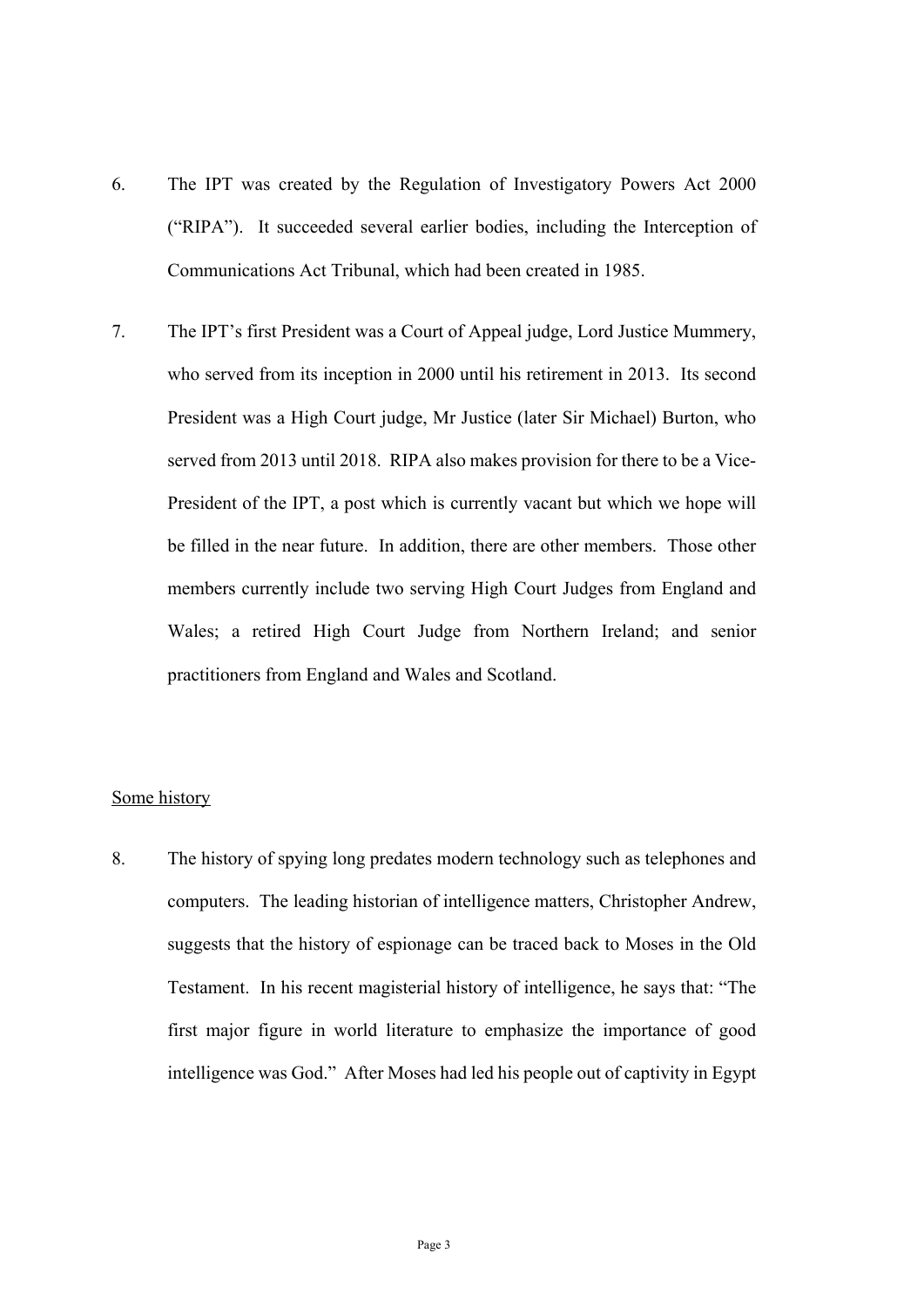6. The IPT was created by the Regulation of Investigatory Powers Act 2000 ("RIPA"). It succeeded several earlier bodies, including the Interception of Communications Act Tribunal, which had been created in 1985.

7. The IPT's first President was a Court of Appeal judge, Lord Justice Mummery, who served from its inception in 2000 until his retirement in 2013. Its second President was a High Court judge, Mr Justice (later Sir Michael) Burton, who served from 2013 until 2018. RIPA also makes provision for there to be a Vice-President of the IPT, a post which is currently vacant but which we hope will be filled in the near future. In addition, there are other members. Those other members currently include two serving High Court Judges from England and Wales; a retired High Court Judge from Northern Ireland; and senior practitioners from England and Wales and Scotland.

<u>Some history</u>

8. The history of spying long predates modern technology such as telephones and computers. The leading historian of intelligence matters, Christopher Andrew, suggests that the history of espionage can be traced back to Moses in the Old Testament. In his recent magisterial history of intelligence, he says that: "The first major figure in world literature to emphasize the importance of good intelligence was God." After Moses had led his people out of captivity in Egypt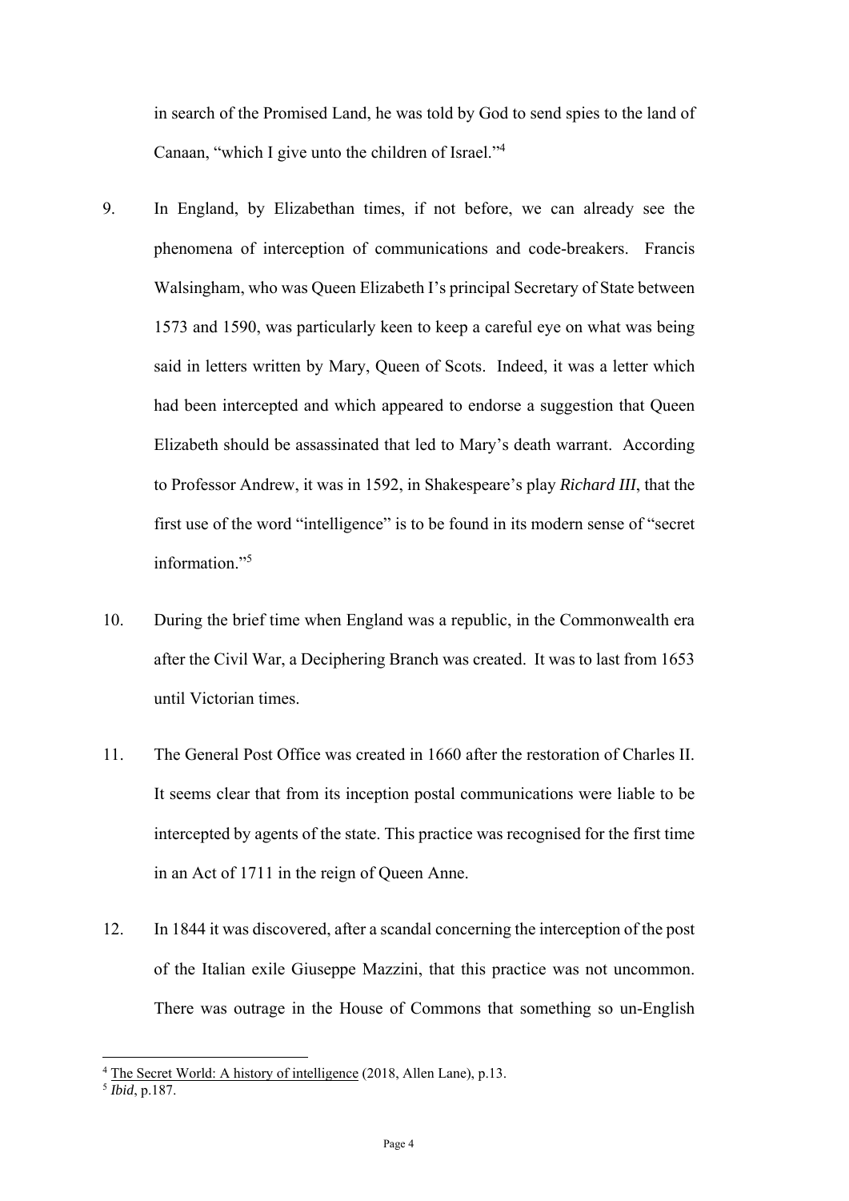in search of the Promised Land, he was told by God to send spies to the land of Canaan, "which I give unto the children of Israel."[4]

9. In England, by Elizabethan times, if not before, we can already see the phenomena of interception of communications and code-breakers. Francis Walsingham, who was Queen Elizabeth I's principal Secretary of State between 1573 and 1590, was particularly keen to keep a careful eye on what was being said in letters written by Mary, Queen of Scots. Indeed, it was a letter which had been intercepted and which appeared to endorse a suggestion that Queen Elizabeth should be assassinated that led to Mary's death warrant. According to Professor Andrew, it was in 1592, in Shakespeare's play *Richard III*, that the first use of the word "intelligence" is to be found in its modern sense of "secret information."[5]

10. During the brief time when England was a republic, in the Commonwealth era after the Civil War, a Deciphering Branch was created. It was to last from 1653 until Victorian times.

11. The General Post Office was created in 1660 after the restoration of Charles II. It seems clear that from its inception postal communications were liable to be intercepted by agents of the state. This practice was recognised for the first time in an Act of 1711 in the reign of Queen Anne.

12. In 1844 it was discovered, after a scandal concerning the interception of the post of the Italian exile Giuseppe Mazzini, that this practice was not uncommon. There was outrage in the House of Commons that something so un-English

---

[4] The Secret World: A history of intelligence (2018, Allen Lane), p.13.

[5] *Ibid*, p.187.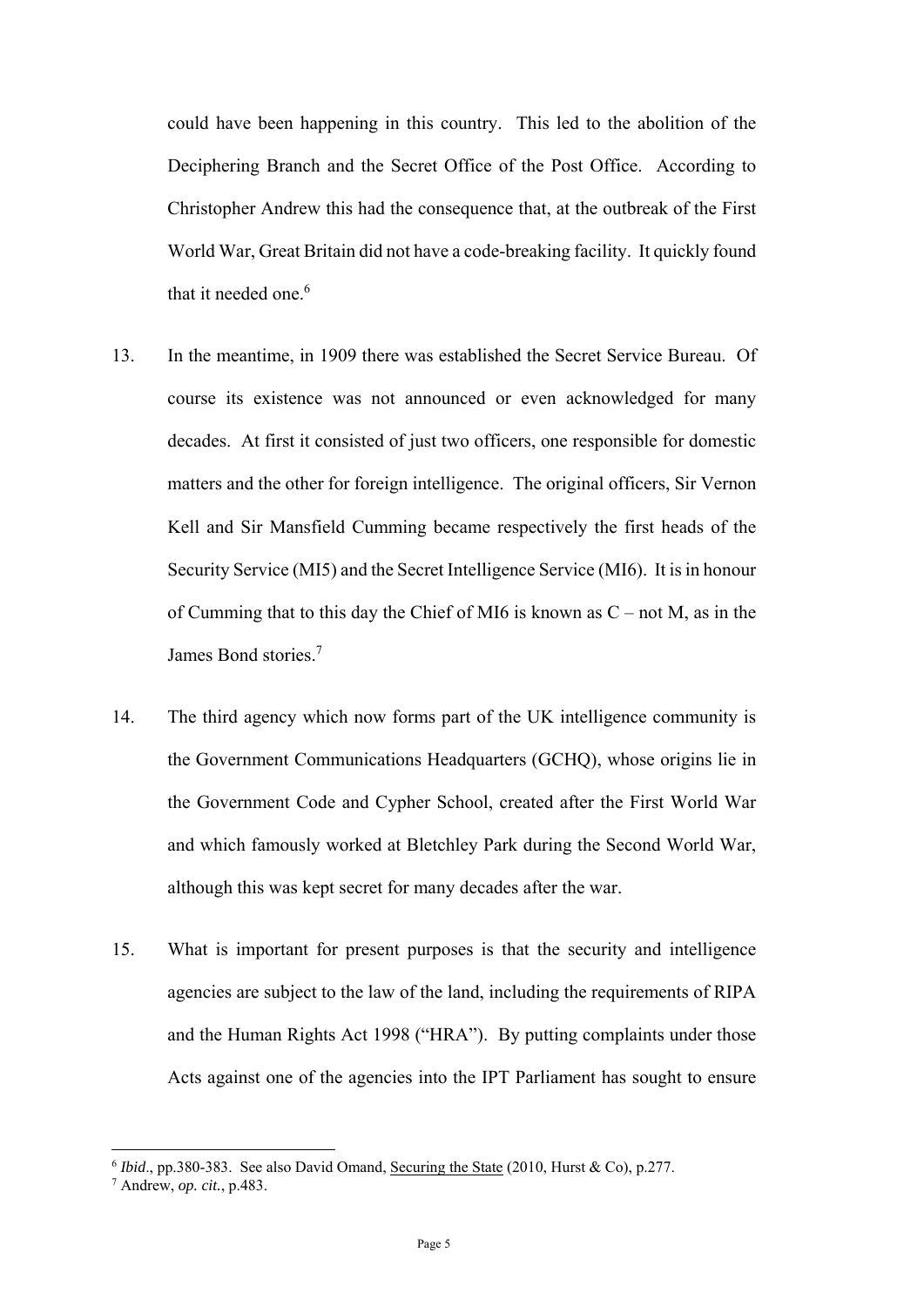could have been happening in this country. This led to the abolition of the Deciphering Branch and the Secret Office of the Post Office. According to Christopher Andrew this had the consequence that, at the outbreak of the First World War, Great Britain did not have a code-breaking facility. It quickly found that it needed one.[6]

13. In the meantime, in 1909 there was established the Secret Service Bureau. Of course its existence was not announced or even acknowledged for many decades. At first it consisted of just two officers, one responsible for domestic matters and the other for foreign intelligence. The original officers, Sir Vernon Kell and Sir Mansfield Cumming became respectively the first heads of the Security Service (MI5) and the Secret Intelligence Service (MI6). It is in honour of Cumming that to this day the Chief of MI6 is known as C – not M, as in the James Bond stories.[7]

14. The third agency which now forms part of the UK intelligence community is the Government Communications Headquarters (GCHQ), whose origins lie in the Government Code and Cypher School, created after the First World War and which famously worked at Bletchley Park during the Second World War, although this was kept secret for many decades after the war.

15. What is important for present purposes is that the security and intelligence agencies are subject to the law of the land, including the requirements of RIPA and the Human Rights Act 1998 ("HRA"). By putting complaints under those Acts against one of the agencies into the IPT Parliament has sought to ensure

---

[6] *Ibid*., pp.380-383. See also David Omand, Securing the State (2010, Hurst & Co), p.277.

[7] Andrew, *op. cit.*, p.483.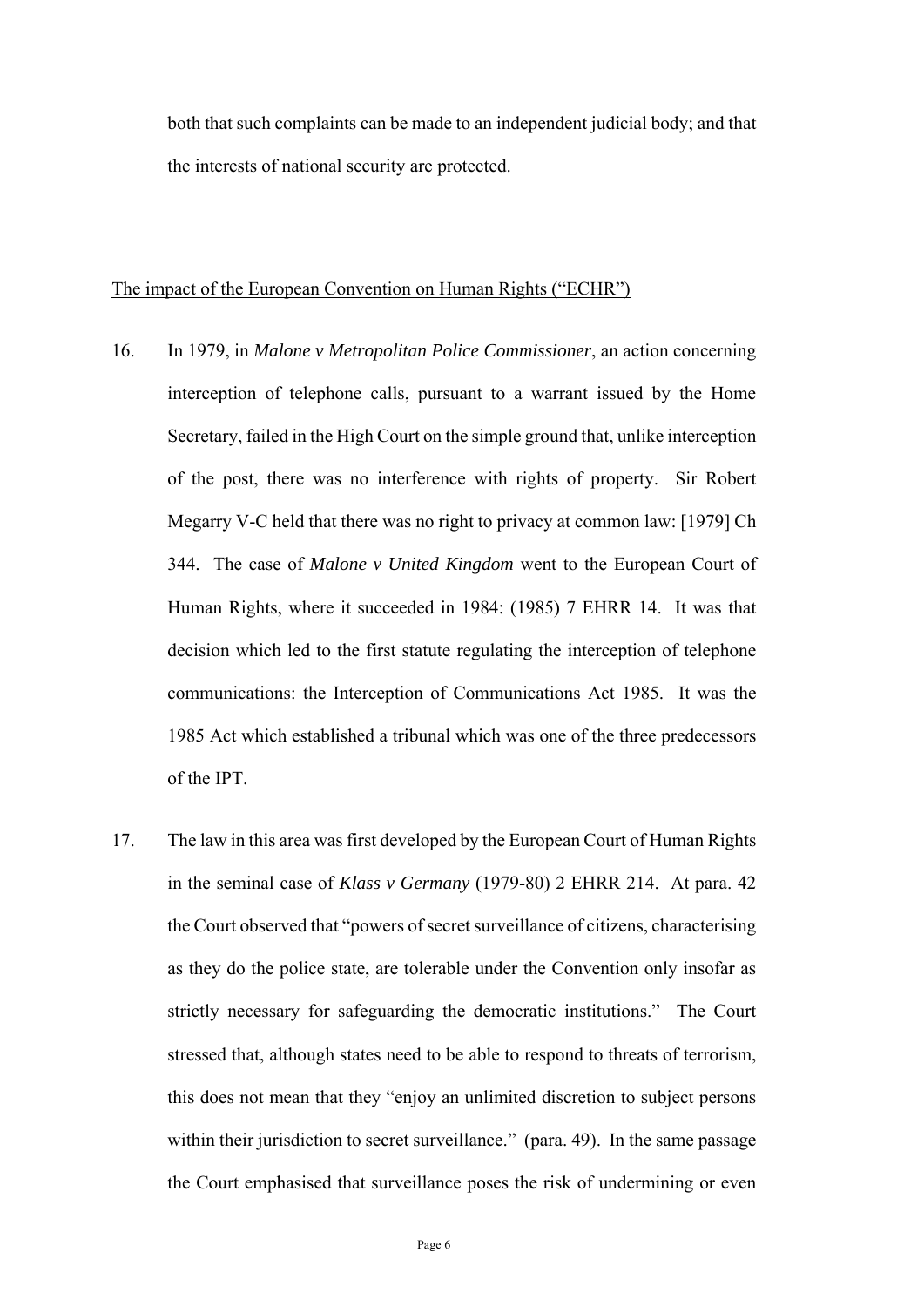both that such complaints can be made to an independent judicial body; and that the interests of national security are protected.

The impact of the European Convention on Human Rights ("ECHR")

16. In 1979, in *Malone v Metropolitan Police Commissioner*, an action concerning interception of telephone calls, pursuant to a warrant issued by the Home Secretary, failed in the High Court on the simple ground that, unlike interception of the post, there was no interference with rights of property. Sir Robert Megarry V-C held that there was no right to privacy at common law: [1979] Ch 344. The case of *Malone v United Kingdom* went to the European Court of Human Rights, where it succeeded in 1984: (1985) 7 EHRR 14. It was that decision which led to the first statute regulating the interception of telephone communications: the Interception of Communications Act 1985. It was the 1985 Act which established a tribunal which was one of the three predecessors of the IPT.

17. The law in this area was first developed by the European Court of Human Rights in the seminal case of *Klass v Germany* (1979-80) 2 EHRR 214. At para. 42 the Court observed that "powers of secret surveillance of citizens, characterising as they do the police state, are tolerable under the Convention only insofar as strictly necessary for safeguarding the democratic institutions." The Court stressed that, although states need to be able to respond to threats of terrorism, this does not mean that they "enjoy an unlimited discretion to subject persons within their jurisdiction to secret surveillance." (para. 49). In the same passage the Court emphasised that surveillance poses the risk of undermining or even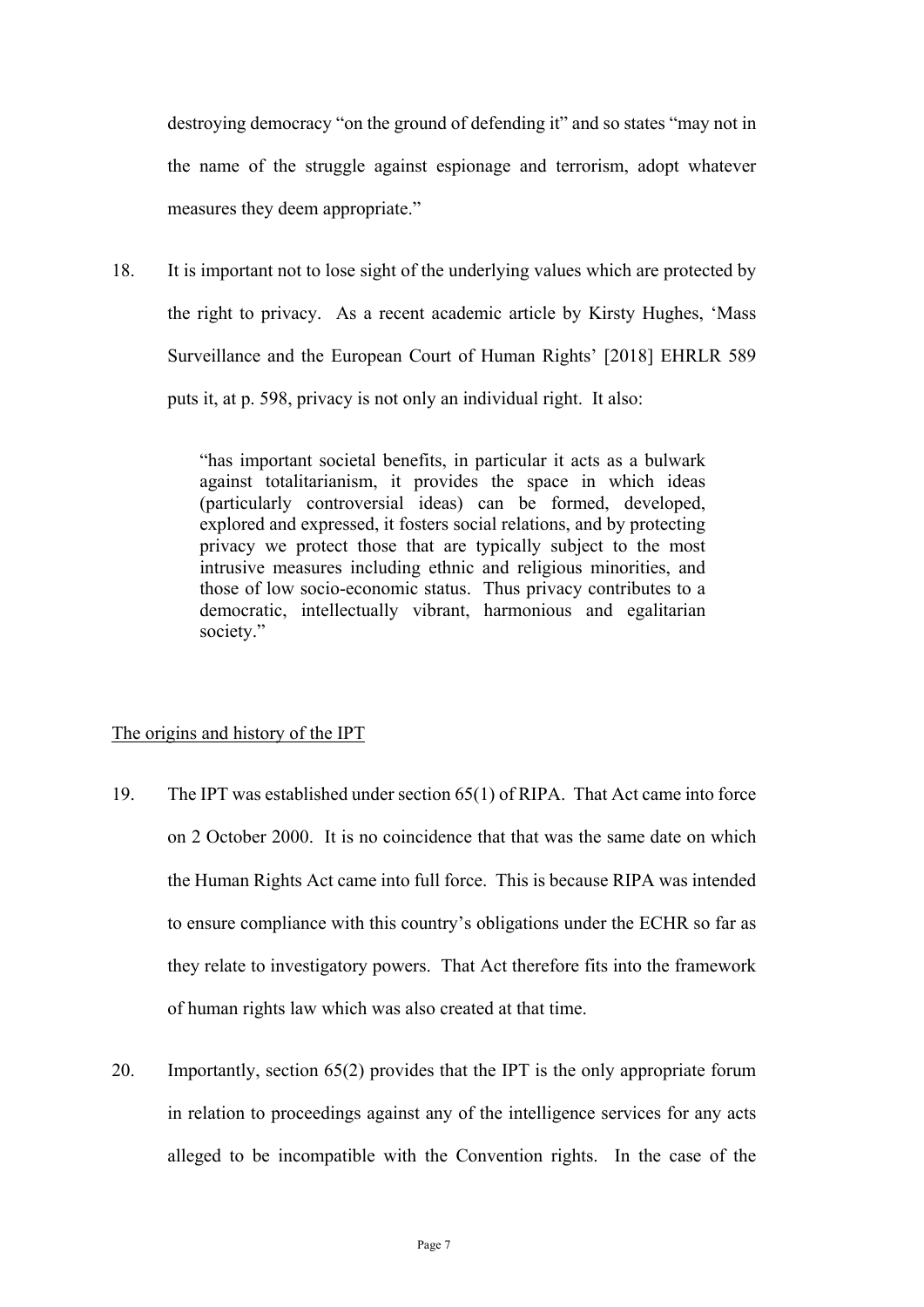destroying democracy "on the ground of defending it" and so states "may not in the name of the struggle against espionage and terrorism, adopt whatever measures they deem appropriate."

18. It is important not to lose sight of the underlying values which are protected by the right to privacy. As a recent academic article by Kirsty Hughes, 'Mass Surveillance and the European Court of Human Rights' [2018] EHRLR 589 puts it, at p. 598, privacy is not only an individual right. It also:

> "has important societal benefits, in particular it acts as a bulwark against totalitarianism, it provides the space in which ideas (particularly controversial ideas) can be formed, developed, explored and expressed, it fosters social relations, and by protecting privacy we protect those that are typically subject to the most intrusive measures including ethnic and religious minorities, and those of low socio-economic status. Thus privacy contributes to a democratic, intellectually vibrant, harmonious and egalitarian society."

<u>The origins and history of the IPT</u>

19. The IPT was established under section 65(1) of RIPA. That Act came into force on 2 October 2000. It is no coincidence that that was the same date on which the Human Rights Act came into full force. This is because RIPA was intended to ensure compliance with this country's obligations under the ECHR so far as they relate to investigatory powers. That Act therefore fits into the framework of human rights law which was also created at that time.

20. Importantly, section 65(2) provides that the IPT is the only appropriate forum in relation to proceedings against any of the intelligence services for any acts alleged to be incompatible with the Convention rights. In the case of the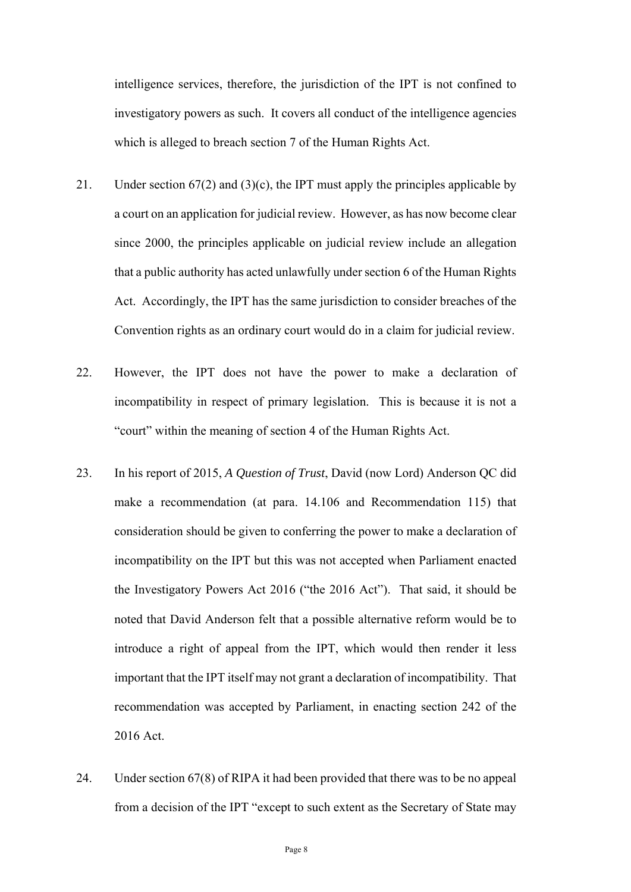intelligence services, therefore, the jurisdiction of the IPT is not confined to investigatory powers as such. It covers all conduct of the intelligence agencies which is alleged to breach section 7 of the Human Rights Act.

21. Under section 67(2) and (3)(c), the IPT must apply the principles applicable by a court on an application for judicial review. However, as has now become clear since 2000, the principles applicable on judicial review include an allegation that a public authority has acted unlawfully under section 6 of the Human Rights Act. Accordingly, the IPT has the same jurisdiction to consider breaches of the Convention rights as an ordinary court would do in a claim for judicial review.

22. However, the IPT does not have the power to make a declaration of incompatibility in respect of primary legislation. This is because it is not a "court" within the meaning of section 4 of the Human Rights Act.

23. In his report of 2015, *A Question of Trust*, David (now Lord) Anderson QC did make a recommendation (at para. 14.106 and Recommendation 115) that consideration should be given to conferring the power to make a declaration of incompatibility on the IPT but this was not accepted when Parliament enacted the Investigatory Powers Act 2016 ("the 2016 Act"). That said, it should be noted that David Anderson felt that a possible alternative reform would be to introduce a right of appeal from the IPT, which would then render it less important that the IPT itself may not grant a declaration of incompatibility. That recommendation was accepted by Parliament, in enacting section 242 of the 2016 Act.

24. Under section 67(8) of RIPA it had been provided that there was to be no appeal from a decision of the IPT "except to such extent as the Secretary of State may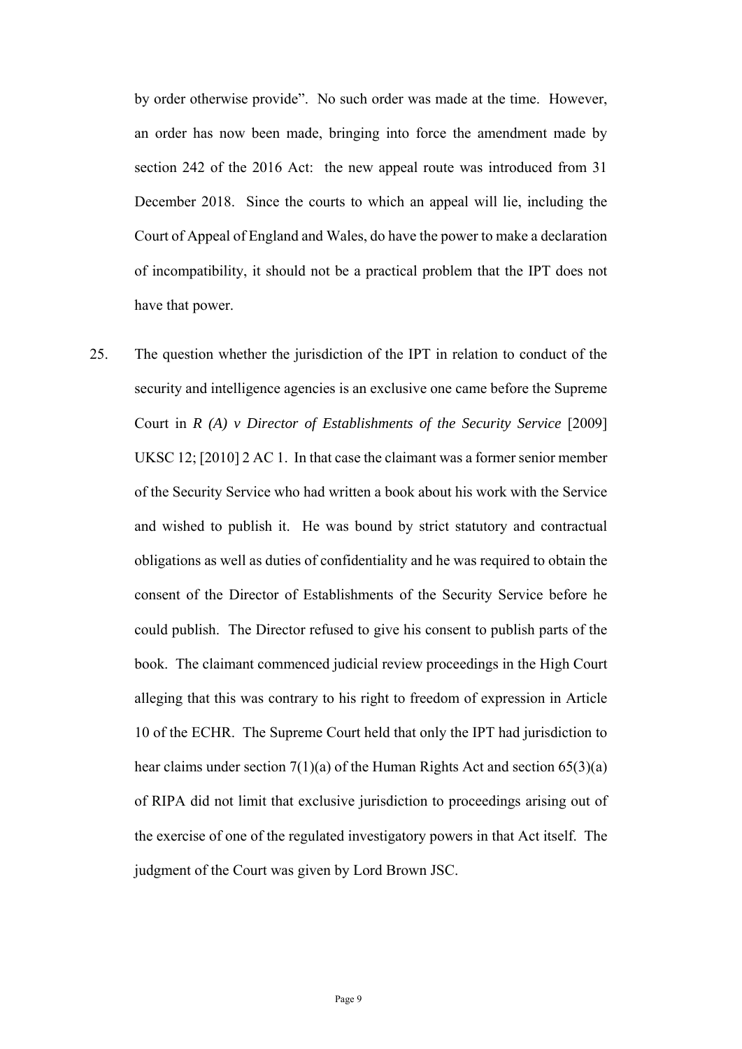by order otherwise provide". No such order was made at the time. However, an order has now been made, bringing into force the amendment made by section 242 of the 2016 Act: the new appeal route was introduced from 31 December 2018. Since the courts to which an appeal will lie, including the Court of Appeal of England and Wales, do have the power to make a declaration of incompatibility, it should not be a practical problem that the IPT does not have that power.

25. The question whether the jurisdiction of the IPT in relation to conduct of the security and intelligence agencies is an exclusive one came before the Supreme Court in *R (A) v Director of Establishments of the Security Service* [2009] UKSC 12; [2010] 2 AC 1. In that case the claimant was a former senior member of the Security Service who had written a book about his work with the Service and wished to publish it. He was bound by strict statutory and contractual obligations as well as duties of confidentiality and he was required to obtain the consent of the Director of Establishments of the Security Service before he could publish. The Director refused to give his consent to publish parts of the book. The claimant commenced judicial review proceedings in the High Court alleging that this was contrary to his right to freedom of expression in Article 10 of the ECHR. The Supreme Court held that only the IPT had jurisdiction to hear claims under section 7(1)(a) of the Human Rights Act and section 65(3)(a) of RIPA did not limit that exclusive jurisdiction to proceedings arising out of the exercise of one of the regulated investigatory powers in that Act itself. The judgment of the Court was given by Lord Brown JSC.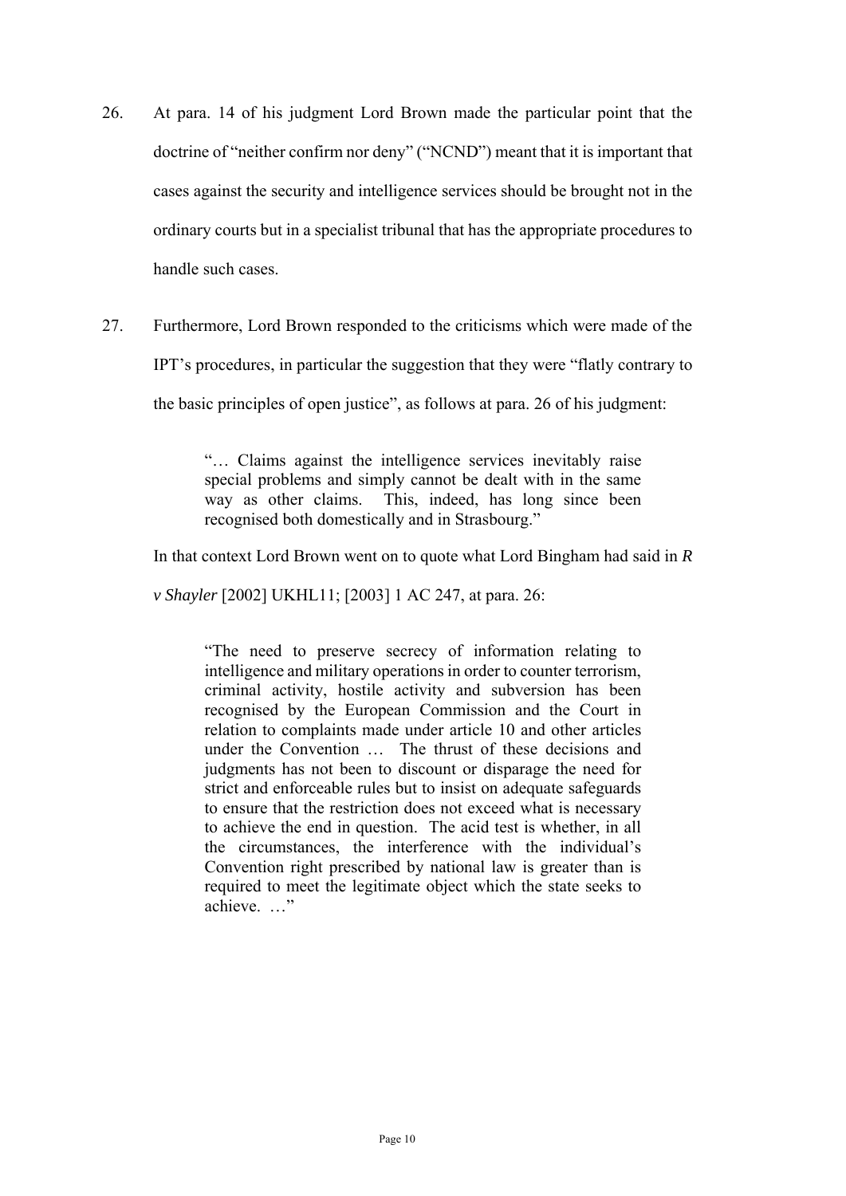26. At para. 14 of his judgment Lord Brown made the particular point that the doctrine of "neither confirm nor deny" ("NCND") meant that it is important that cases against the security and intelligence services should be brought not in the ordinary courts but in a specialist tribunal that has the appropriate procedures to handle such cases.

27. Furthermore, Lord Brown responded to the criticisms which were made of the IPT's procedures, in particular the suggestion that they were "flatly contrary to the basic principles of open justice", as follows at para. 26 of his judgment:

> "… Claims against the intelligence services inevitably raise special problems and simply cannot be dealt with in the same way as other claims. This, indeed, has long since been recognised both domestically and in Strasbourg."

In that context Lord Brown went on to quote what Lord Bingham had said in *R v Shayler* [2002] UKHL11; [2003] 1 AC 247, at para. 26:

> "The need to preserve secrecy of information relating to intelligence and military operations in order to counter terrorism, criminal activity, hostile activity and subversion has been recognised by the European Commission and the Court in relation to complaints made under article 10 and other articles under the Convention … The thrust of these decisions and judgments has not been to discount or disparage the need for strict and enforceable rules but to insist on adequate safeguards to ensure that the restriction does not exceed what is necessary to achieve the end in question. The acid test is whether, in all the circumstances, the interference with the individual's Convention right prescribed by national law is greater than is required to meet the legitimate object which the state seeks to achieve. …"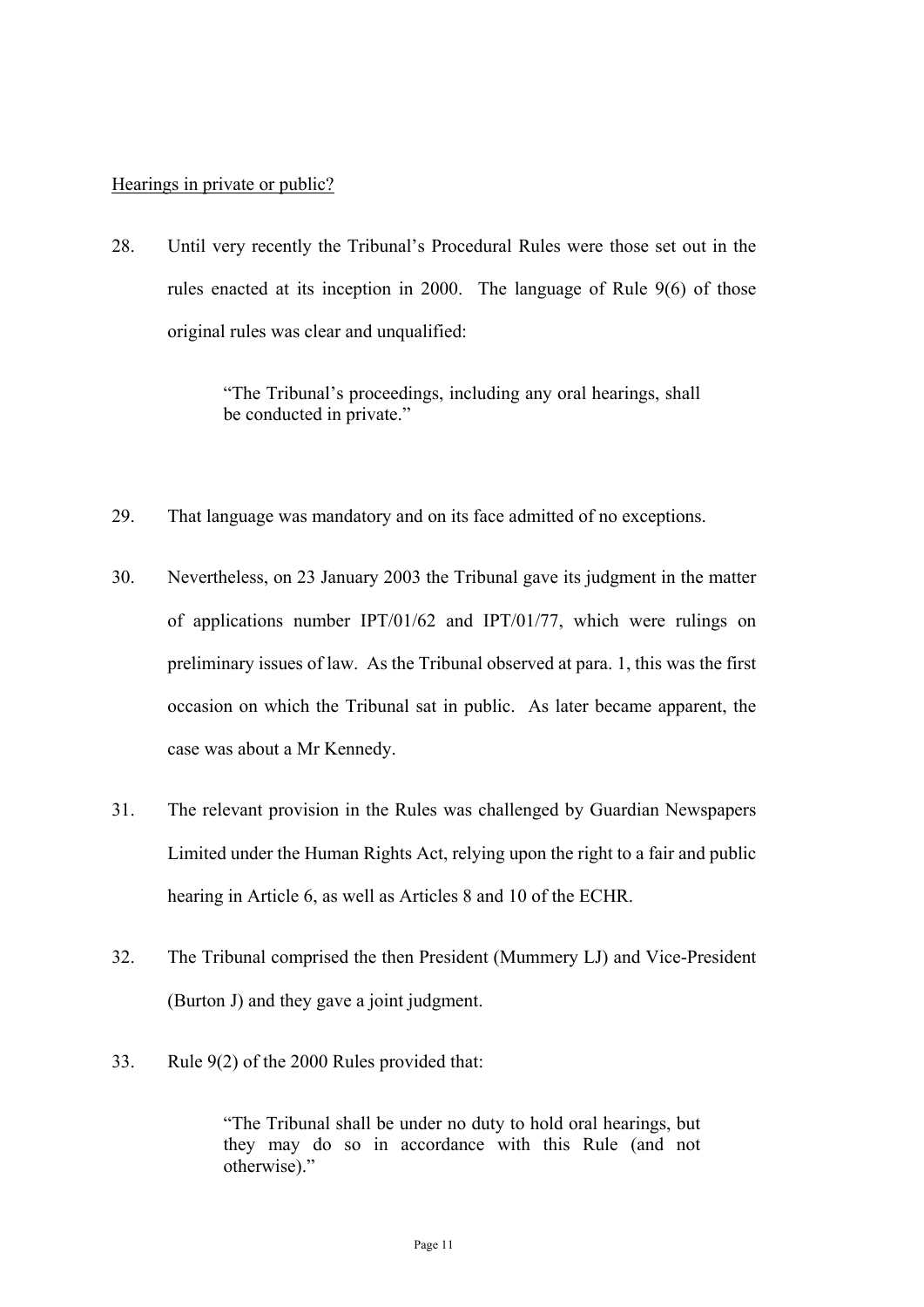<u>Hearings in private or public?</u>

28. Until very recently the Tribunal's Procedural Rules were those set out in the rules enacted at its inception in 2000. The language of Rule 9(6) of those original rules was clear and unqualified:

> "The Tribunal's proceedings, including any oral hearings, shall be conducted in private."

29. That language was mandatory and on its face admitted of no exceptions.

30. Nevertheless, on 23 January 2003 the Tribunal gave its judgment in the matter of applications number IPT/01/62 and IPT/01/77, which were rulings on preliminary issues of law. As the Tribunal observed at para. 1, this was the first occasion on which the Tribunal sat in public. As later became apparent, the case was about a Mr Kennedy.

31. The relevant provision in the Rules was challenged by Guardian Newspapers Limited under the Human Rights Act, relying upon the right to a fair and public hearing in Article 6, as well as Articles 8 and 10 of the ECHR.

32. The Tribunal comprised the then President (Mummery LJ) and Vice-President (Burton J) and they gave a joint judgment.

33. Rule 9(2) of the 2000 Rules provided that:

> "The Tribunal shall be under no duty to hold oral hearings, but they may do so in accordance with this Rule (and not otherwise)."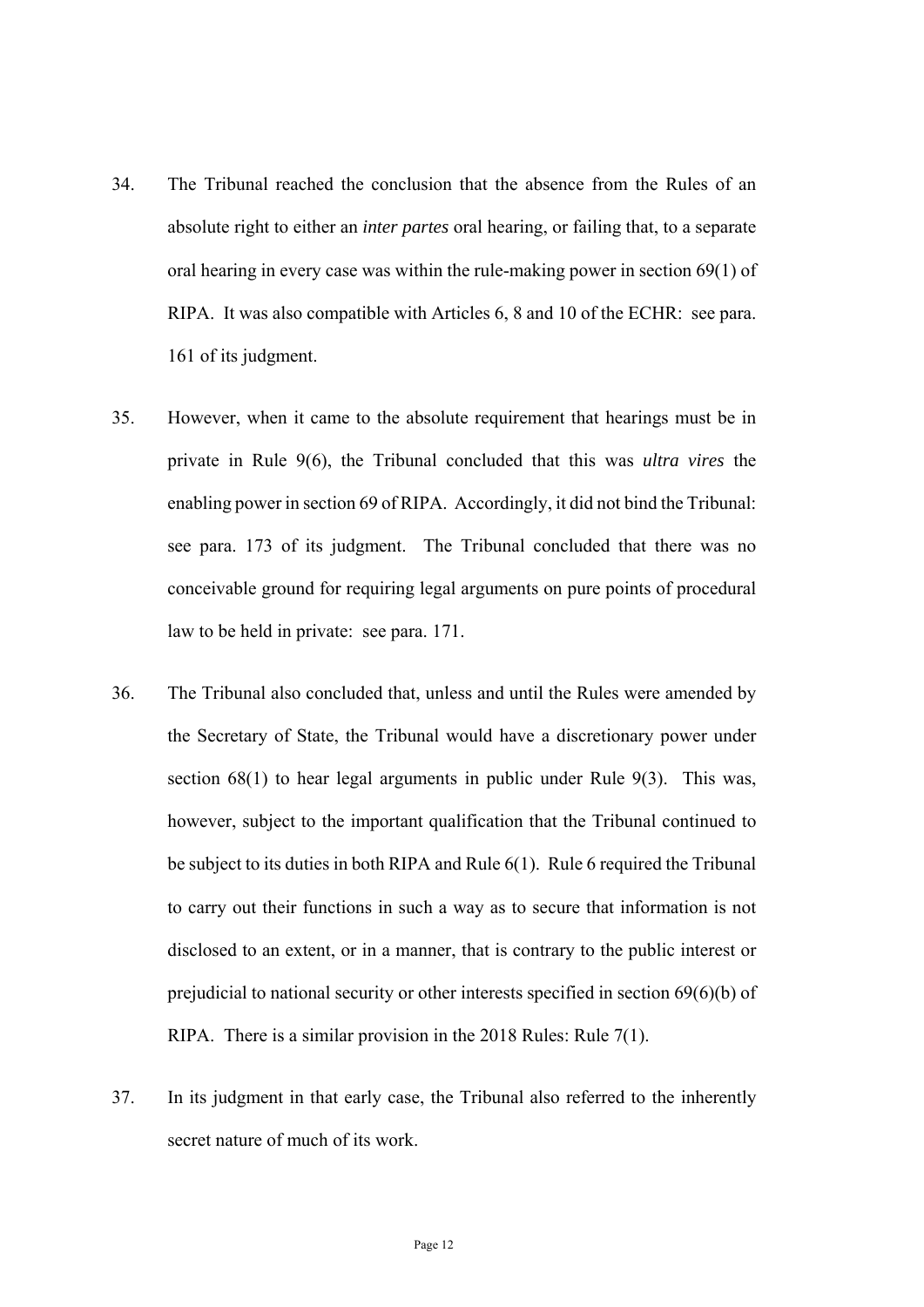34. The Tribunal reached the conclusion that the absence from the Rules of an absolute right to either an *inter partes* oral hearing, or failing that, to a separate oral hearing in every case was within the rule-making power in section 69(1) of RIPA. It was also compatible with Articles 6, 8 and 10 of the ECHR: see para. 161 of its judgment.

35. However, when it came to the absolute requirement that hearings must be in private in Rule 9(6), the Tribunal concluded that this was *ultra vires* the enabling power in section 69 of RIPA. Accordingly, it did not bind the Tribunal: see para. 173 of its judgment. The Tribunal concluded that there was no conceivable ground for requiring legal arguments on pure points of procedural law to be held in private: see para. 171.

36. The Tribunal also concluded that, unless and until the Rules were amended by the Secretary of State, the Tribunal would have a discretionary power under section 68(1) to hear legal arguments in public under Rule 9(3). This was, however, subject to the important qualification that the Tribunal continued to be subject to its duties in both RIPA and Rule 6(1). Rule 6 required the Tribunal to carry out their functions in such a way as to secure that information is not disclosed to an extent, or in a manner, that is contrary to the public interest or prejudicial to national security or other interests specified in section 69(6)(b) of RIPA. There is a similar provision in the 2018 Rules: Rule 7(1).

37. In its judgment in that early case, the Tribunal also referred to the inherently secret nature of much of its work.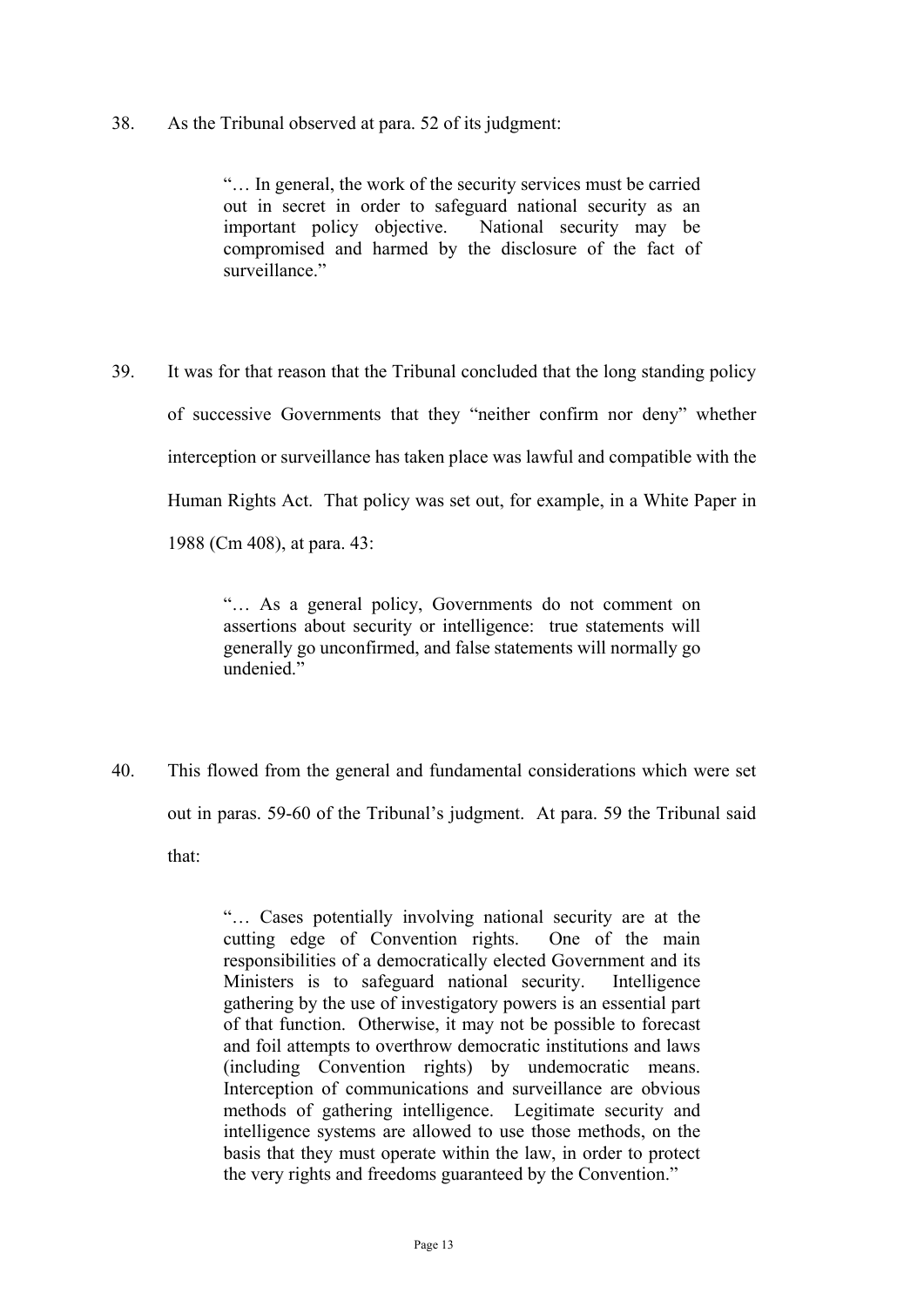38. As the Tribunal observed at para. 52 of its judgment:

> "… In general, the work of the security services must be carried out in secret in order to safeguard national security as an important policy objective. National security may be compromised and harmed by the disclosure of the fact of surveillance."

39. It was for that reason that the Tribunal concluded that the long standing policy of successive Governments that they "neither confirm nor deny" whether interception or surveillance has taken place was lawful and compatible with the Human Rights Act. That policy was set out, for example, in a White Paper in 1988 (Cm 408), at para. 43:

> "… As a general policy, Governments do not comment on assertions about security or intelligence: true statements will generally go unconfirmed, and false statements will normally go undenied."

40. This flowed from the general and fundamental considerations which were set out in paras. 59-60 of the Tribunal's judgment. At para. 59 the Tribunal said that:

> "… Cases potentially involving national security are at the cutting edge of Convention rights. One of the main responsibilities of a democratically elected Government and its Ministers is to safeguard national security. Intelligence gathering by the use of investigatory powers is an essential part of that function. Otherwise, it may not be possible to forecast and foil attempts to overthrow democratic institutions and laws (including Convention rights) by undemocratic means. Interception of communications and surveillance are obvious methods of gathering intelligence. Legitimate security and intelligence systems are allowed to use those methods, on the basis that they must operate within the law, in order to protect the very rights and freedoms guaranteed by the Convention."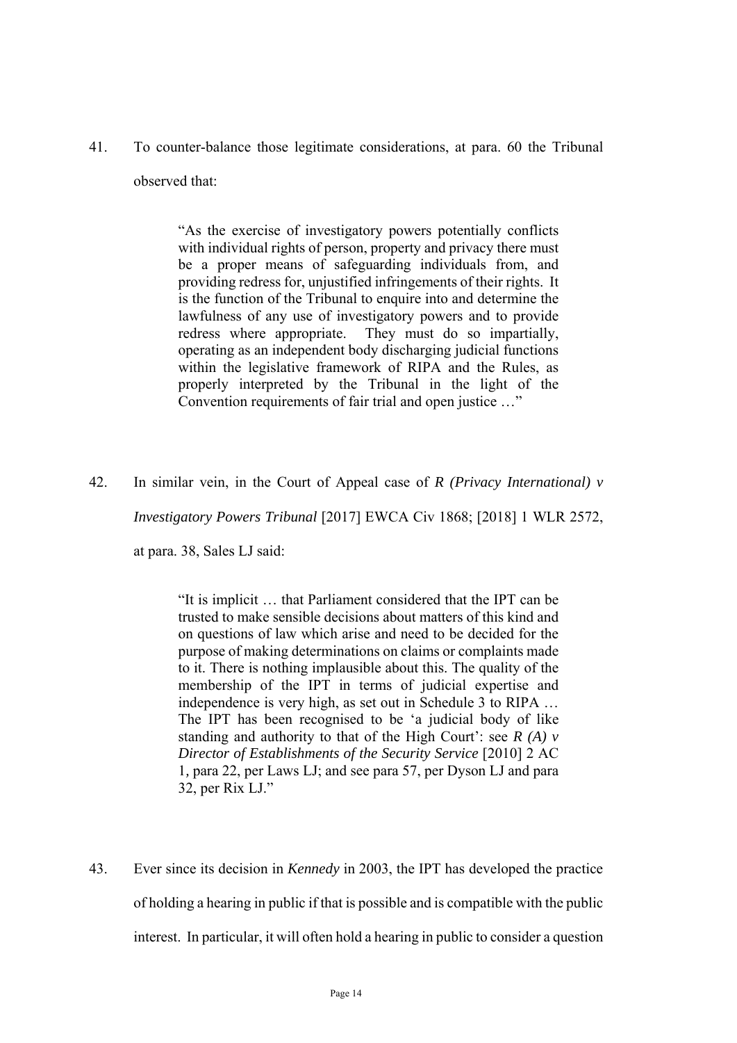41. To counter-balance those legitimate considerations, at para. 60 the Tribunal observed that:

> "As the exercise of investigatory powers potentially conflicts with individual rights of person, property and privacy there must be a proper means of safeguarding individuals from, and providing redress for, unjustified infringements of their rights. It is the function of the Tribunal to enquire into and determine the lawfulness of any use of investigatory powers and to provide redress where appropriate. They must do so impartially, operating as an independent body discharging judicial functions within the legislative framework of RIPA and the Rules, as properly interpreted by the Tribunal in the light of the Convention requirements of fair trial and open justice …"

42. In similar vein, in the Court of Appeal case of *R (Privacy International) v Investigatory Powers Tribunal* [2017] EWCA Civ 1868; [2018] 1 WLR 2572, at para. 38, Sales LJ said:

> "It is implicit … that Parliament considered that the IPT can be trusted to make sensible decisions about matters of this kind and on questions of law which arise and need to be decided for the purpose of making determinations on claims or complaints made to it. There is nothing implausible about this. The quality of the membership of the IPT in terms of judicial expertise and independence is very high, as set out in Schedule 3 to RIPA … The IPT has been recognised to be 'a judicial body of like standing and authority to that of the High Court': see *R (A) v Director of Establishments of the Security Service* [2010] 2 AC 1, para 22, per Laws LJ; and see para 57, per Dyson LJ and para 32, per Rix LJ."

43. Ever since its decision in *Kennedy* in 2003, the IPT has developed the practice of holding a hearing in public if that is possible and is compatible with the public interest. In particular, it will often hold a hearing in public to consider a question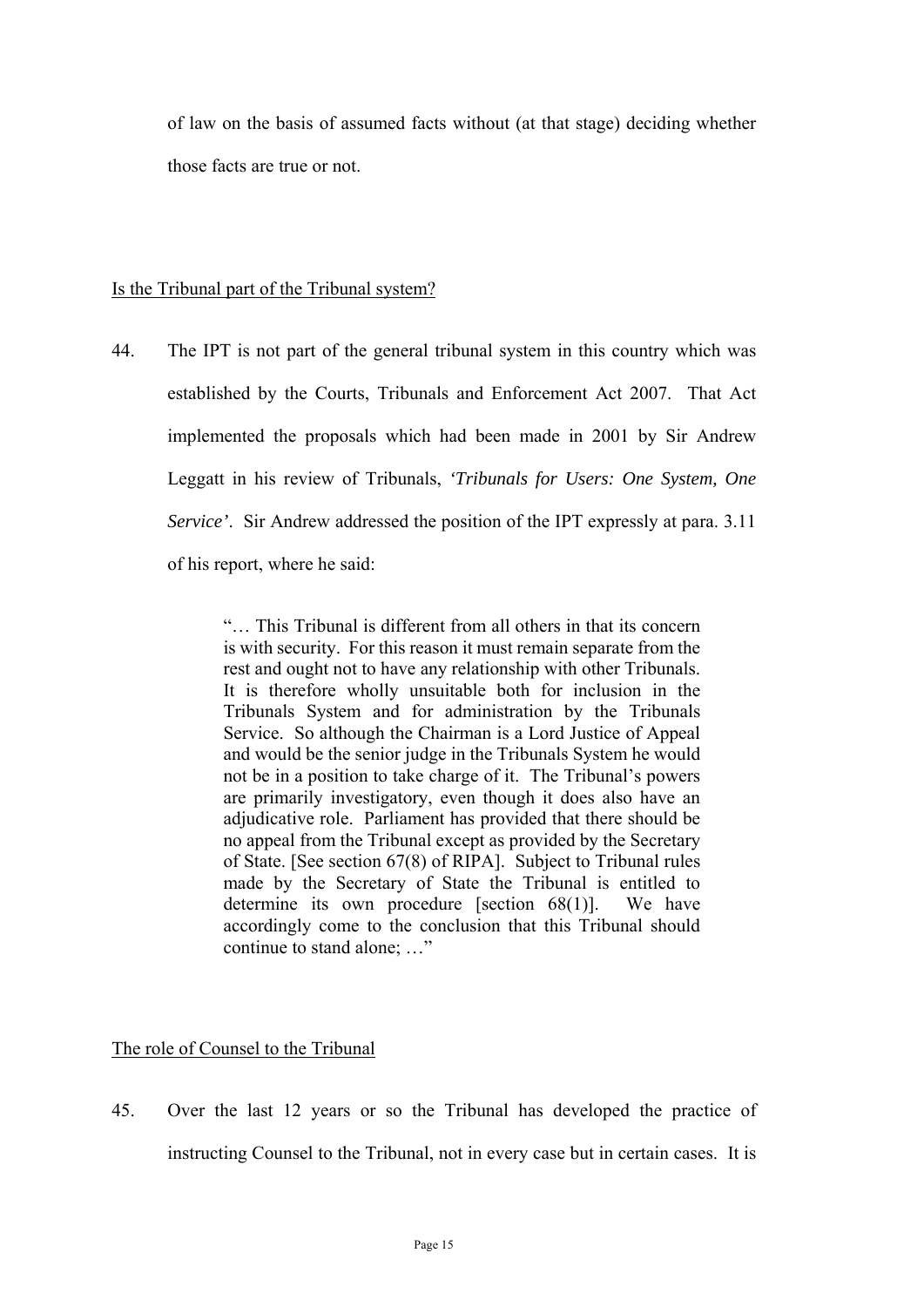of law on the basis of assumed facts without (at that stage) deciding whether those facts are true or not.

Is the Tribunal part of the Tribunal system?

44. The IPT is not part of the general tribunal system in this country which was established by the Courts, Tribunals and Enforcement Act 2007. That Act implemented the proposals which had been made in 2001 by Sir Andrew Leggatt in his review of Tribunals, *'Tribunals for Users: One System, One Service'*. Sir Andrew addressed the position of the IPT expressly at para. 3.11 of his report, where he said:

> "… This Tribunal is different from all others in that its concern is with security. For this reason it must remain separate from the rest and ought not to have any relationship with other Tribunals. It is therefore wholly unsuitable both for inclusion in the Tribunals System and for administration by the Tribunals Service. So although the Chairman is a Lord Justice of Appeal and would be the senior judge in the Tribunals System he would not be in a position to take charge of it. The Tribunal's powers are primarily investigatory, even though it does also have an adjudicative role. Parliament has provided that there should be no appeal from the Tribunal except as provided by the Secretary of State. [See section 67(8) of RIPA]. Subject to Tribunal rules made by the Secretary of State the Tribunal is entitled to determine its own procedure [section 68(1)]. We have accordingly come to the conclusion that this Tribunal should continue to stand alone; …"

The role of Counsel to the Tribunal

45. Over the last 12 years or so the Tribunal has developed the practice of instructing Counsel to the Tribunal, not in every case but in certain cases. It is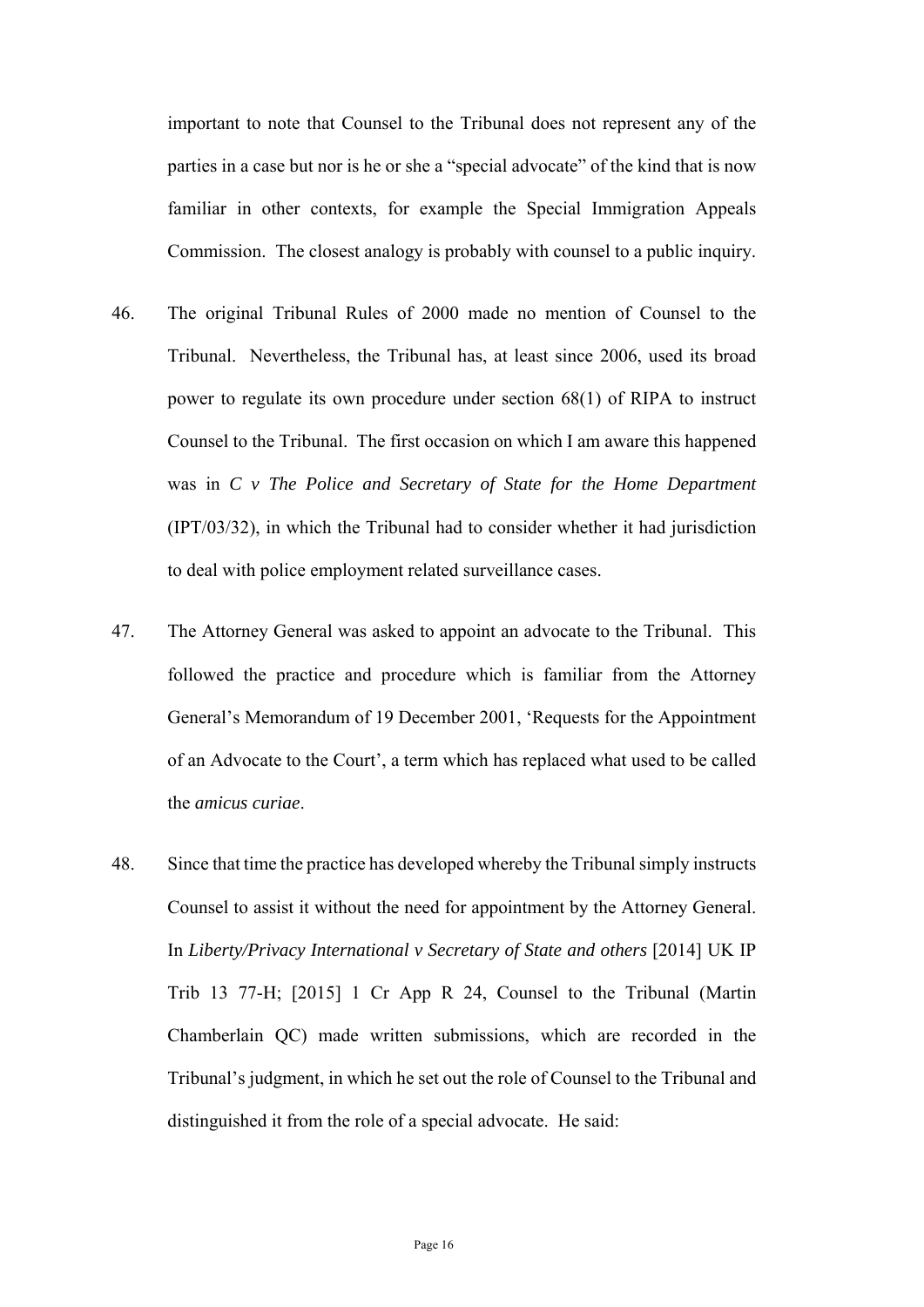important to note that Counsel to the Tribunal does not represent any of the parties in a case but nor is he or she a "special advocate" of the kind that is now familiar in other contexts, for example the Special Immigration Appeals Commission. The closest analogy is probably with counsel to a public inquiry.

46. The original Tribunal Rules of 2000 made no mention of Counsel to the Tribunal. Nevertheless, the Tribunal has, at least since 2006, used its broad power to regulate its own procedure under section 68(1) of RIPA to instruct Counsel to the Tribunal. The first occasion on which I am aware this happened was in *C v The Police and Secretary of State for the Home Department* (IPT/03/32), in which the Tribunal had to consider whether it had jurisdiction to deal with police employment related surveillance cases.

47. The Attorney General was asked to appoint an advocate to the Tribunal. This followed the practice and procedure which is familiar from the Attorney General's Memorandum of 19 December 2001, 'Requests for the Appointment of an Advocate to the Court', a term which has replaced what used to be called the *amicus curiae*.

48. Since that time the practice has developed whereby the Tribunal simply instructs Counsel to assist it without the need for appointment by the Attorney General. In *Liberty/Privacy International v Secretary of State and others* [2014] UK IP Trib 13 77-H; [2015] 1 Cr App R 24, Counsel to the Tribunal (Martin Chamberlain QC) made written submissions, which are recorded in the Tribunal's judgment, in which he set out the role of Counsel to the Tribunal and distinguished it from the role of a special advocate. He said: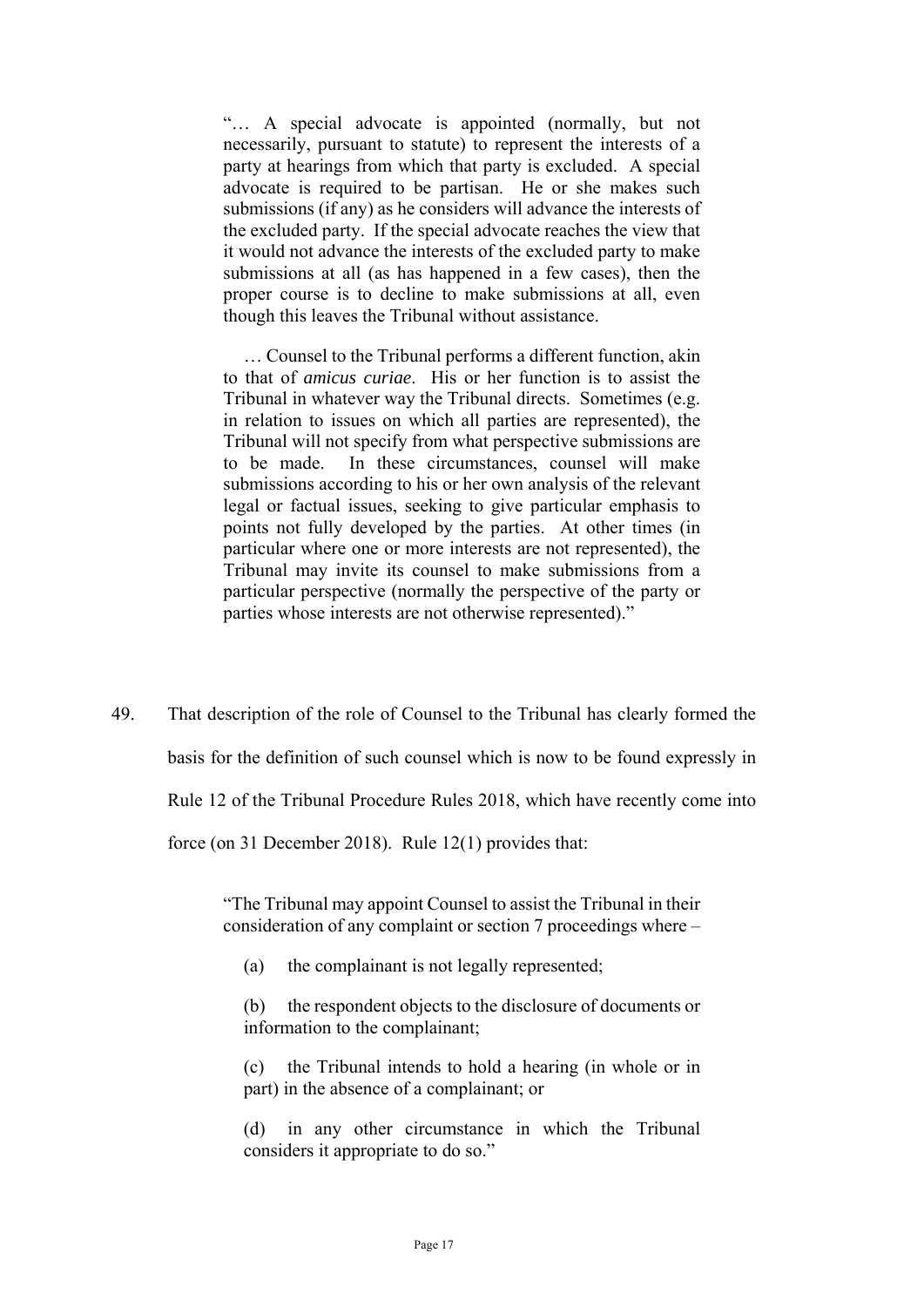> "… A special advocate is appointed (normally, but not necessarily, pursuant to statute) to represent the interests of a party at hearings from which that party is excluded. A special advocate is required to be partisan. He or she makes such submissions (if any) as he considers will advance the interests of the excluded party. If the special advocate reaches the view that it would not advance the interests of the excluded party to make submissions at all (as has happened in a few cases), then the proper course is to decline to make submissions at all, even though this leaves the Tribunal without assistance.
>
> … Counsel to the Tribunal performs a different function, akin to that of *amicus curiae*. His or her function is to assist the Tribunal in whatever way the Tribunal directs. Sometimes (e.g. in relation to issues on which all parties are represented), the Tribunal will not specify from what perspective submissions are to be made. In these circumstances, counsel will make submissions according to his or her own analysis of the relevant legal or factual issues, seeking to give particular emphasis to points not fully developed by the parties. At other times (in particular where one or more interests are not represented), the Tribunal may invite its counsel to make submissions from a particular perspective (normally the perspective of the party or parties whose interests are not otherwise represented)."

49. That description of the role of Counsel to the Tribunal has clearly formed the basis for the definition of such counsel which is now to be found expressly in Rule 12 of the Tribunal Procedure Rules 2018, which have recently come into force (on 31 December 2018). Rule 12(1) provides that:

> "The Tribunal may appoint Counsel to assist the Tribunal in their consideration of any complaint or section 7 proceedings where –
>
> (a) the complainant is not legally represented;
>
> (b) the respondent objects to the disclosure of documents or information to the complainant;
>
> (c) the Tribunal intends to hold a hearing (in whole or in part) in the absence of a complainant; or
>
> (d) in any other circumstance in which the Tribunal considers it appropriate to do so."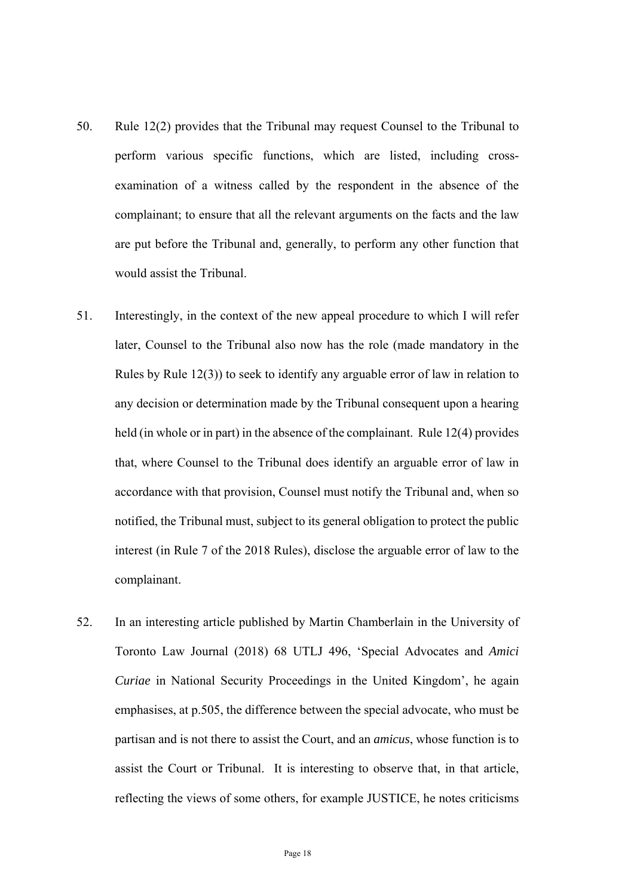50. Rule 12(2) provides that the Tribunal may request Counsel to the Tribunal to perform various specific functions, which are listed, including cross-examination of a witness called by the respondent in the absence of the complainant; to ensure that all the relevant arguments on the facts and the law are put before the Tribunal and, generally, to perform any other function that would assist the Tribunal.

51. Interestingly, in the context of the new appeal procedure to which I will refer later, Counsel to the Tribunal also now has the role (made mandatory in the Rules by Rule 12(3)) to seek to identify any arguable error of law in relation to any decision or determination made by the Tribunal consequent upon a hearing held (in whole or in part) in the absence of the complainant. Rule 12(4) provides that, where Counsel to the Tribunal does identify an arguable error of law in accordance with that provision, Counsel must notify the Tribunal and, when so notified, the Tribunal must, subject to its general obligation to protect the public interest (in Rule 7 of the 2018 Rules), disclose the arguable error of law to the complainant.

52. In an interesting article published by Martin Chamberlain in the University of Toronto Law Journal (2018) 68 UTLJ 496, 'Special Advocates and *Amici Curiae* in National Security Proceedings in the United Kingdom', he again emphasises, at p.505, the difference between the special advocate, who must be partisan and is not there to assist the Court, and an *amicus*, whose function is to assist the Court or Tribunal. It is interesting to observe that, in that article, reflecting the views of some others, for example JUSTICE, he notes criticisms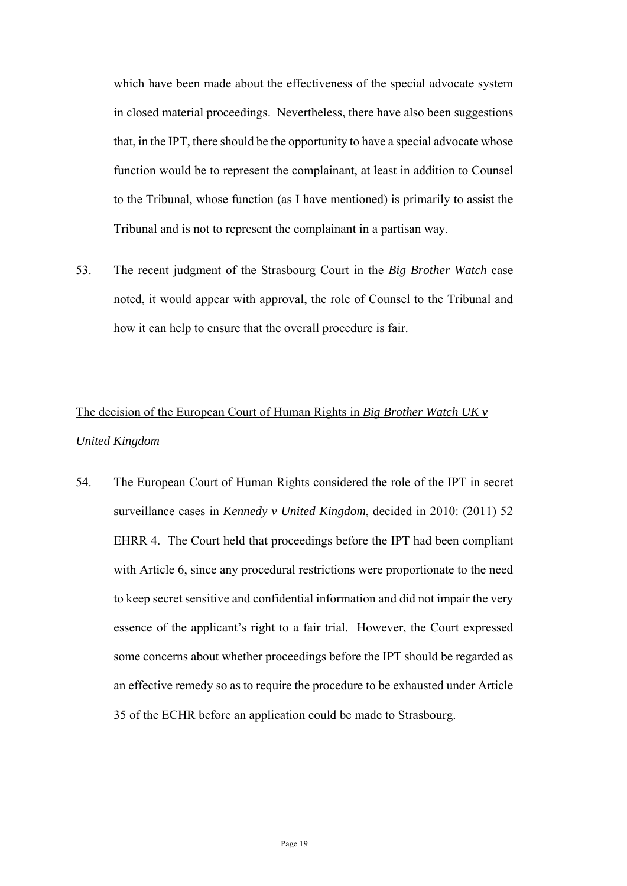which have been made about the effectiveness of the special advocate system in closed material proceedings. Nevertheless, there have also been suggestions that, in the IPT, there should be the opportunity to have a special advocate whose function would be to represent the complainant, at least in addition to Counsel to the Tribunal, whose function (as I have mentioned) is primarily to assist the Tribunal and is not to represent the complainant in a partisan way.

53. The recent judgment of the Strasbourg Court in the *Big Brother Watch* case noted, it would appear with approval, the role of Counsel to the Tribunal and how it can help to ensure that the overall procedure is fair.

<u>The decision of the European Court of Human Rights in *Big Brother Watch UK v United Kingdom*</u>

54. The European Court of Human Rights considered the role of the IPT in secret surveillance cases in *Kennedy v United Kingdom*, decided in 2010: (2011) 52 EHRR 4. The Court held that proceedings before the IPT had been compliant with Article 6, since any procedural restrictions were proportionate to the need to keep secret sensitive and confidential information and did not impair the very essence of the applicant's right to a fair trial. However, the Court expressed some concerns about whether proceedings before the IPT should be regarded as an effective remedy so as to require the procedure to be exhausted under Article 35 of the ECHR before an application could be made to Strasbourg.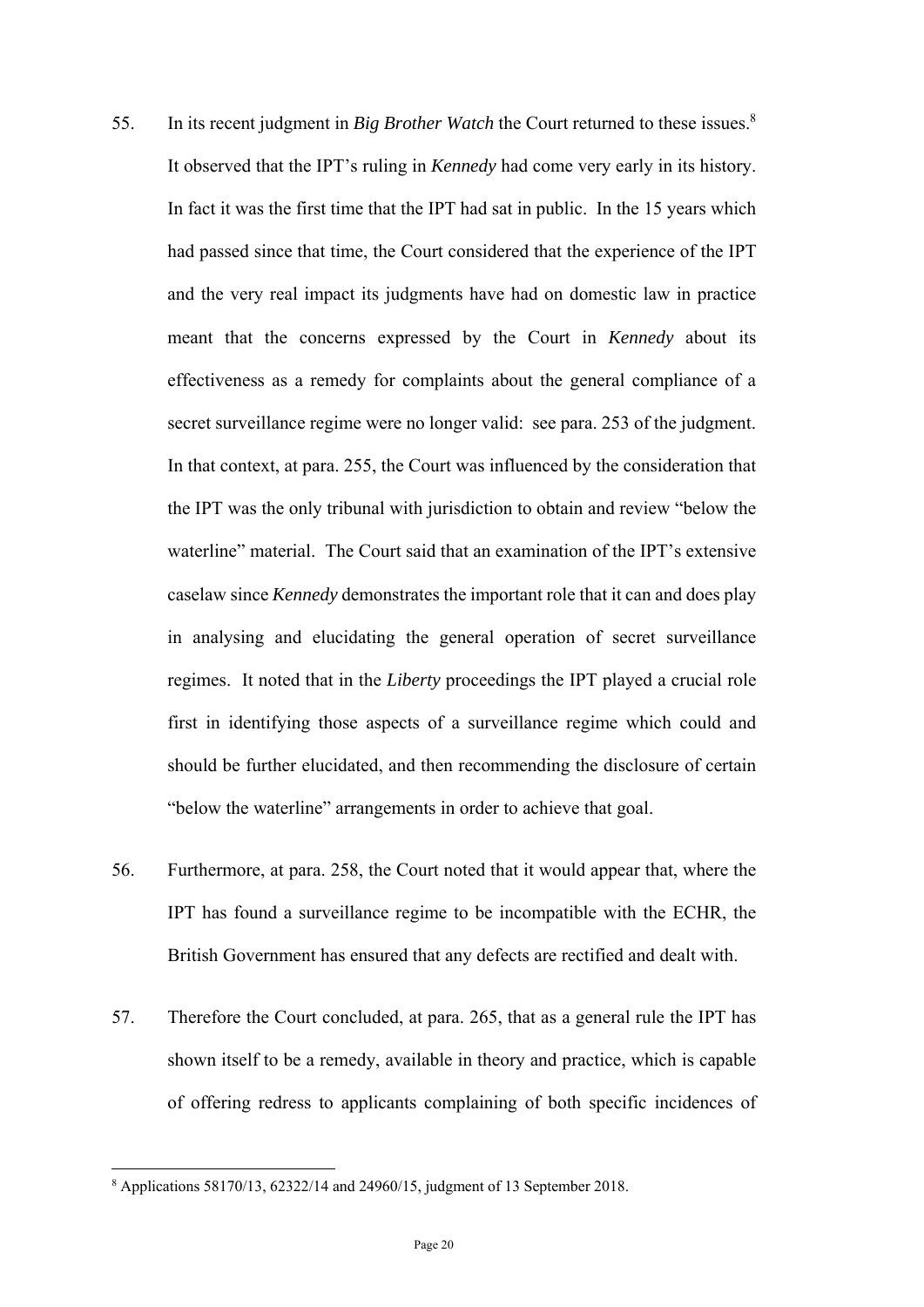55. In its recent judgment in *Big Brother Watch* the Court returned to these issues.[8] It observed that the IPT's ruling in *Kennedy* had come very early in its history. In fact it was the first time that the IPT had sat in public. In the 15 years which had passed since that time, the Court considered that the experience of the IPT and the very real impact its judgments have had on domestic law in practice meant that the concerns expressed by the Court in *Kennedy* about its effectiveness as a remedy for complaints about the general compliance of a secret surveillance regime were no longer valid: see para. 253 of the judgment. In that context, at para. 255, the Court was influenced by the consideration that the IPT was the only tribunal with jurisdiction to obtain and review "below the waterline" material. The Court said that an examination of the IPT's extensive caselaw since *Kennedy* demonstrates the important role that it can and does play in analysing and elucidating the general operation of secret surveillance regimes. It noted that in the *Liberty* proceedings the IPT played a crucial role first in identifying those aspects of a surveillance regime which could and should be further elucidated, and then recommending the disclosure of certain "below the waterline" arrangements in order to achieve that goal.

56. Furthermore, at para. 258, the Court noted that it would appear that, where the IPT has found a surveillance regime to be incompatible with the ECHR, the British Government has ensured that any defects are rectified and dealt with.

57. Therefore the Court concluded, at para. 265, that as a general rule the IPT has shown itself to be a remedy, available in theory and practice, which is capable of offering redress to applicants complaining of both specific incidences of

---

[8] Applications 58170/13, 62322/14 and 24960/15, judgment of 13 September 2018.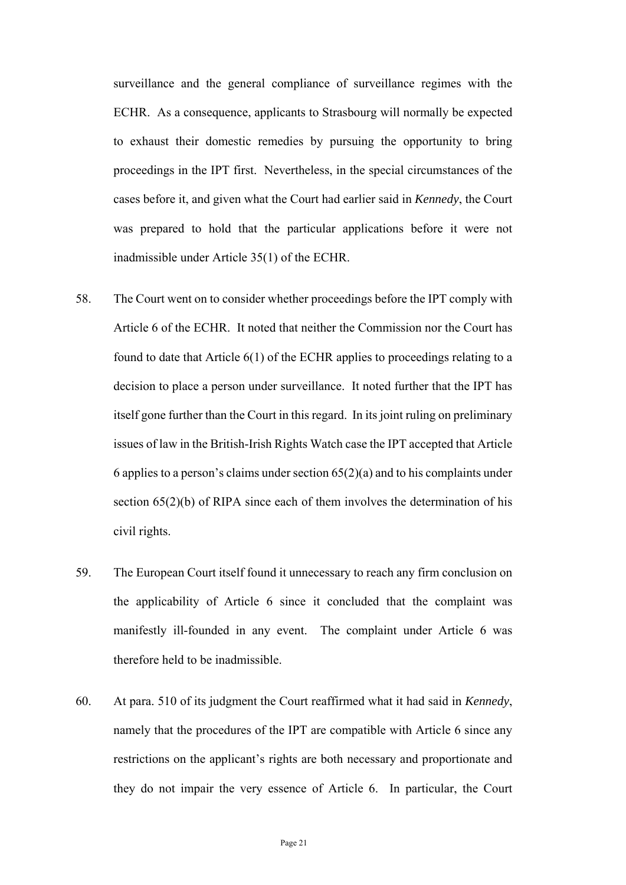surveillance and the general compliance of surveillance regimes with the ECHR. As a consequence, applicants to Strasbourg will normally be expected to exhaust their domestic remedies by pursuing the opportunity to bring proceedings in the IPT first. Nevertheless, in the special circumstances of the cases before it, and given what the Court had earlier said in *Kennedy*, the Court was prepared to hold that the particular applications before it were not inadmissible under Article 35(1) of the ECHR.

58. The Court went on to consider whether proceedings before the IPT comply with Article 6 of the ECHR. It noted that neither the Commission nor the Court has found to date that Article 6(1) of the ECHR applies to proceedings relating to a decision to place a person under surveillance. It noted further that the IPT has itself gone further than the Court in this regard. In its joint ruling on preliminary issues of law in the British-Irish Rights Watch case the IPT accepted that Article 6 applies to a person's claims under section 65(2)(a) and to his complaints under section 65(2)(b) of RIPA since each of them involves the determination of his civil rights.

59. The European Court itself found it unnecessary to reach any firm conclusion on the applicability of Article 6 since it concluded that the complaint was manifestly ill-founded in any event. The complaint under Article 6 was therefore held to be inadmissible.

60. At para. 510 of its judgment the Court reaffirmed what it had said in *Kennedy*, namely that the procedures of the IPT are compatible with Article 6 since any restrictions on the applicant's rights are both necessary and proportionate and they do not impair the very essence of Article 6. In particular, the Court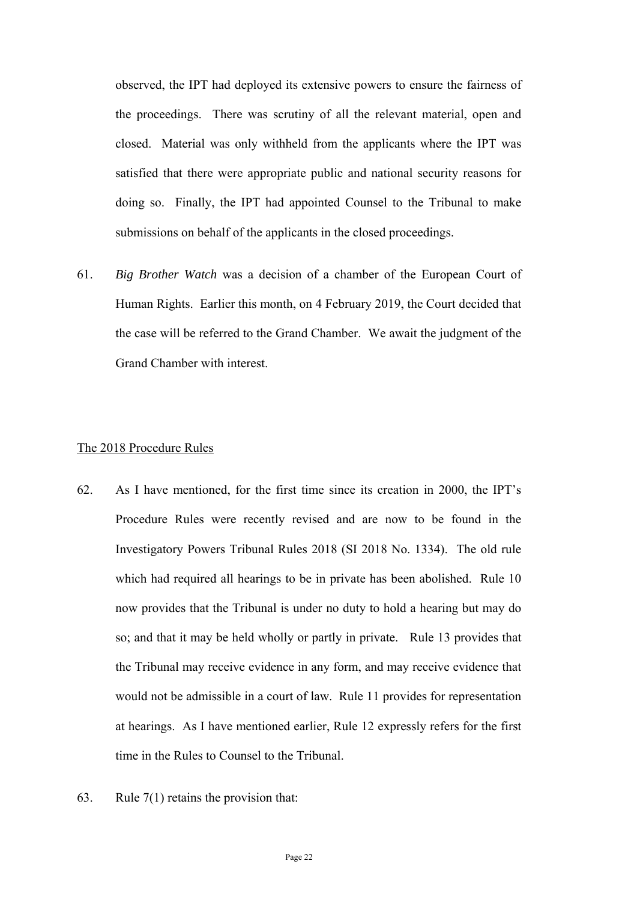observed, the IPT had deployed its extensive powers to ensure the fairness of the proceedings. There was scrutiny of all the relevant material, open and closed. Material was only withheld from the applicants where the IPT was satisfied that there were appropriate public and national security reasons for doing so. Finally, the IPT had appointed Counsel to the Tribunal to make submissions on behalf of the applicants in the closed proceedings.

61. *Big Brother Watch* was a decision of a chamber of the European Court of Human Rights. Earlier this month, on 4 February 2019, the Court decided that the case will be referred to the Grand Chamber. We await the judgment of the Grand Chamber with interest.

<u>The 2018 Procedure Rules</u>

62. As I have mentioned, for the first time since its creation in 2000, the IPT's Procedure Rules were recently revised and are now to be found in the Investigatory Powers Tribunal Rules 2018 (SI 2018 No. 1334). The old rule which had required all hearings to be in private has been abolished. Rule 10 now provides that the Tribunal is under no duty to hold a hearing but may do so; and that it may be held wholly or partly in private. Rule 13 provides that the Tribunal may receive evidence in any form, and may receive evidence that would not be admissible in a court of law. Rule 11 provides for representation at hearings. As I have mentioned earlier, Rule 12 expressly refers for the first time in the Rules to Counsel to the Tribunal.

63. Rule 7(1) retains the provision that: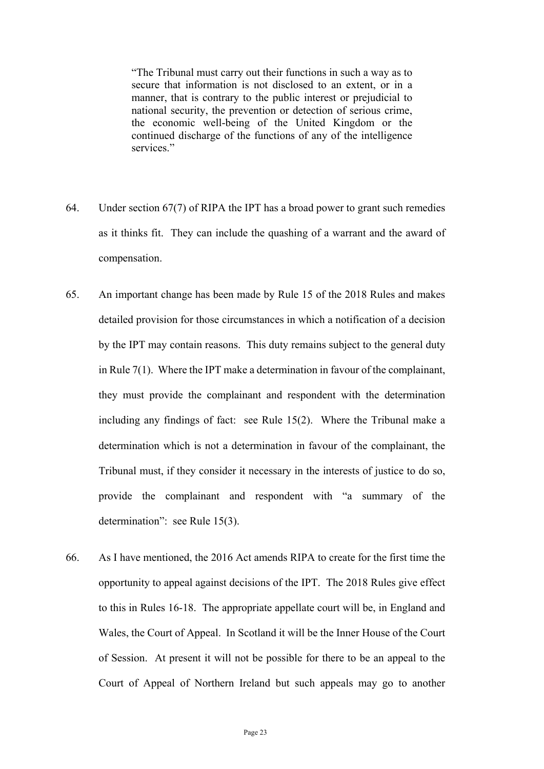> "The Tribunal must carry out their functions in such a way as to secure that information is not disclosed to an extent, or in a manner, that is contrary to the public interest or prejudicial to national security, the prevention or detection of serious crime, the economic well-being of the United Kingdom or the continued discharge of the functions of any of the intelligence services."

64. Under section 67(7) of RIPA the IPT has a broad power to grant such remedies as it thinks fit. They can include the quashing of a warrant and the award of compensation.

65. An important change has been made by Rule 15 of the 2018 Rules and makes detailed provision for those circumstances in which a notification of a decision by the IPT may contain reasons. This duty remains subject to the general duty in Rule 7(1). Where the IPT make a determination in favour of the complainant, they must provide the complainant and respondent with the determination including any findings of fact: see Rule 15(2). Where the Tribunal make a determination which is not a determination in favour of the complainant, the Tribunal must, if they consider it necessary in the interests of justice to do so, provide the complainant and respondent with "a summary of the determination": see Rule 15(3).

66. As I have mentioned, the 2016 Act amends RIPA to create for the first time the opportunity to appeal against decisions of the IPT. The 2018 Rules give effect to this in Rules 16-18. The appropriate appellate court will be, in England and Wales, the Court of Appeal. In Scotland it will be the Inner House of the Court of Session. At present it will not be possible for there to be an appeal to the Court of Appeal of Northern Ireland but such appeals may go to another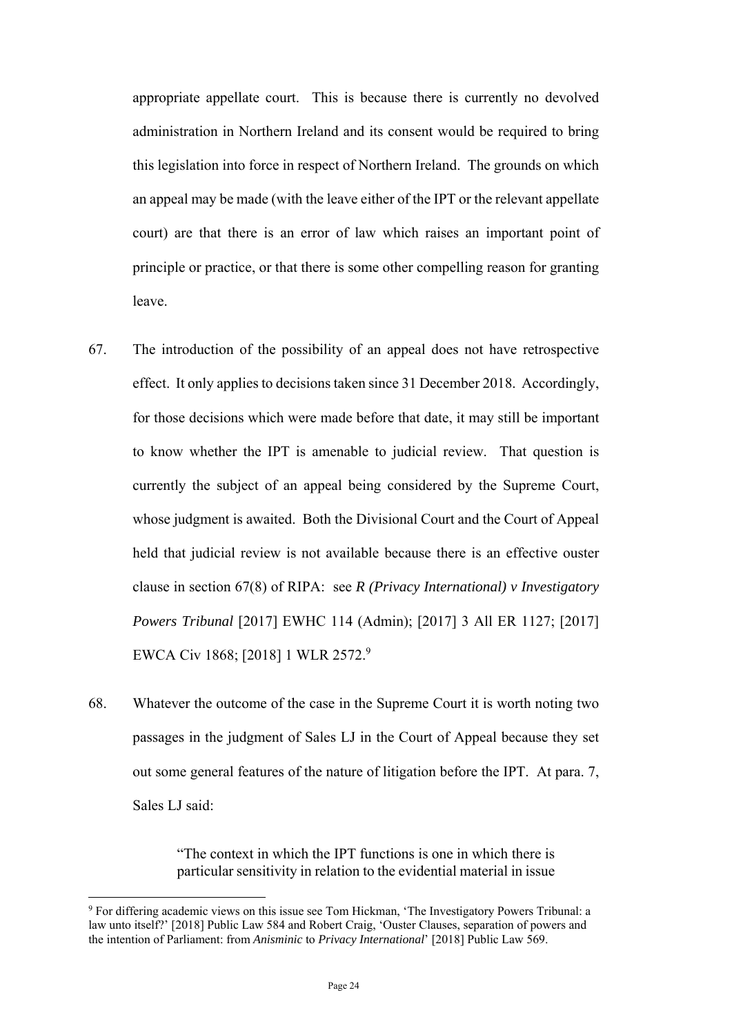appropriate appellate court. This is because there is currently no devolved administration in Northern Ireland and its consent would be required to bring this legislation into force in respect of Northern Ireland. The grounds on which an appeal may be made (with the leave either of the IPT or the relevant appellate court) are that there is an error of law which raises an important point of principle or practice, or that there is some other compelling reason for granting leave.

67. The introduction of the possibility of an appeal does not have retrospective effect. It only applies to decisions taken since 31 December 2018. Accordingly, for those decisions which were made before that date, it may still be important to know whether the IPT is amenable to judicial review. That question is currently the subject of an appeal being considered by the Supreme Court, whose judgment is awaited. Both the Divisional Court and the Court of Appeal held that judicial review is not available because there is an effective ouster clause in section 67(8) of RIPA: see *R (Privacy International) v Investigatory Powers Tribunal* [2017] EWHC 114 (Admin); [2017] 3 All ER 1127; [2017] EWCA Civ 1868; [2018] 1 WLR 2572.[9]

68. Whatever the outcome of the case in the Supreme Court it is worth noting two passages in the judgment of Sales LJ in the Court of Appeal because they set out some general features of the nature of litigation before the IPT. At para. 7, Sales LJ said:

> "The context in which the IPT functions is one in which there is particular sensitivity in relation to the evidential material in issue

[9] For differing academic views on this issue see Tom Hickman, 'The Investigatory Powers Tribunal: a law unto itself?' [2018] Public Law 584 and Robert Craig, 'Ouster Clauses, separation of powers and the intention of Parliament: from *Anisminic* to *Privacy International*' [2018] Public Law 569.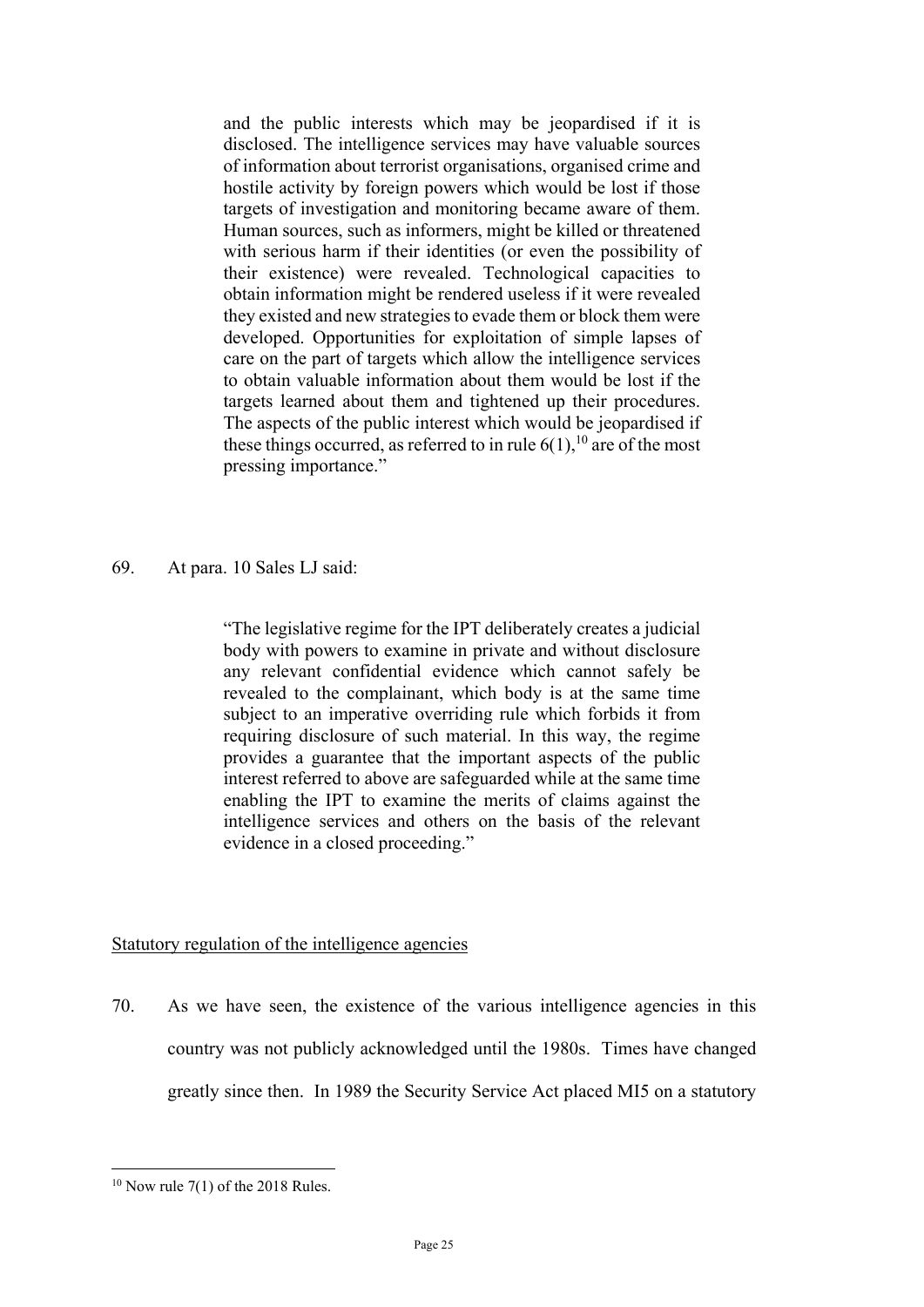> and the public interests which may be jeopardised if it is disclosed. The intelligence services may have valuable sources of information about terrorist organisations, organised crime and hostile activity by foreign powers which would be lost if those targets of investigation and monitoring became aware of them. Human sources, such as informers, might be killed or threatened with serious harm if their identities (or even the possibility of their existence) were revealed. Technological capacities to obtain information might be rendered useless if it were revealed they existed and new strategies to evade them or block them were developed. Opportunities for exploitation of simple lapses of care on the part of targets which allow the intelligence services to obtain valuable information about them would be lost if the targets learned about them and tightened up their procedures. The aspects of the public interest which would be jeopardised if these things occurred, as referred to in rule 6(1),[10] are of the most pressing importance."

69. At para. 10 Sales LJ said:

> "The legislative regime for the IPT deliberately creates a judicial body with powers to examine in private and without disclosure any relevant confidential evidence which cannot safely be revealed to the complainant, which body is at the same time subject to an imperative overriding rule which forbids it from requiring disclosure of such material. In this way, the regime provides a guarantee that the important aspects of the public interest referred to above are safeguarded while at the same time enabling the IPT to examine the merits of claims against the intelligence services and others on the basis of the relevant evidence in a closed proceeding."

Statutory regulation of the intelligence agencies

70. As we have seen, the existence of the various intelligence agencies in this country was not publicly acknowledged until the 1980s. Times have changed greatly since then. In 1989 the Security Service Act placed MI5 on a statutory

[10] Now rule 7(1) of the 2018 Rules.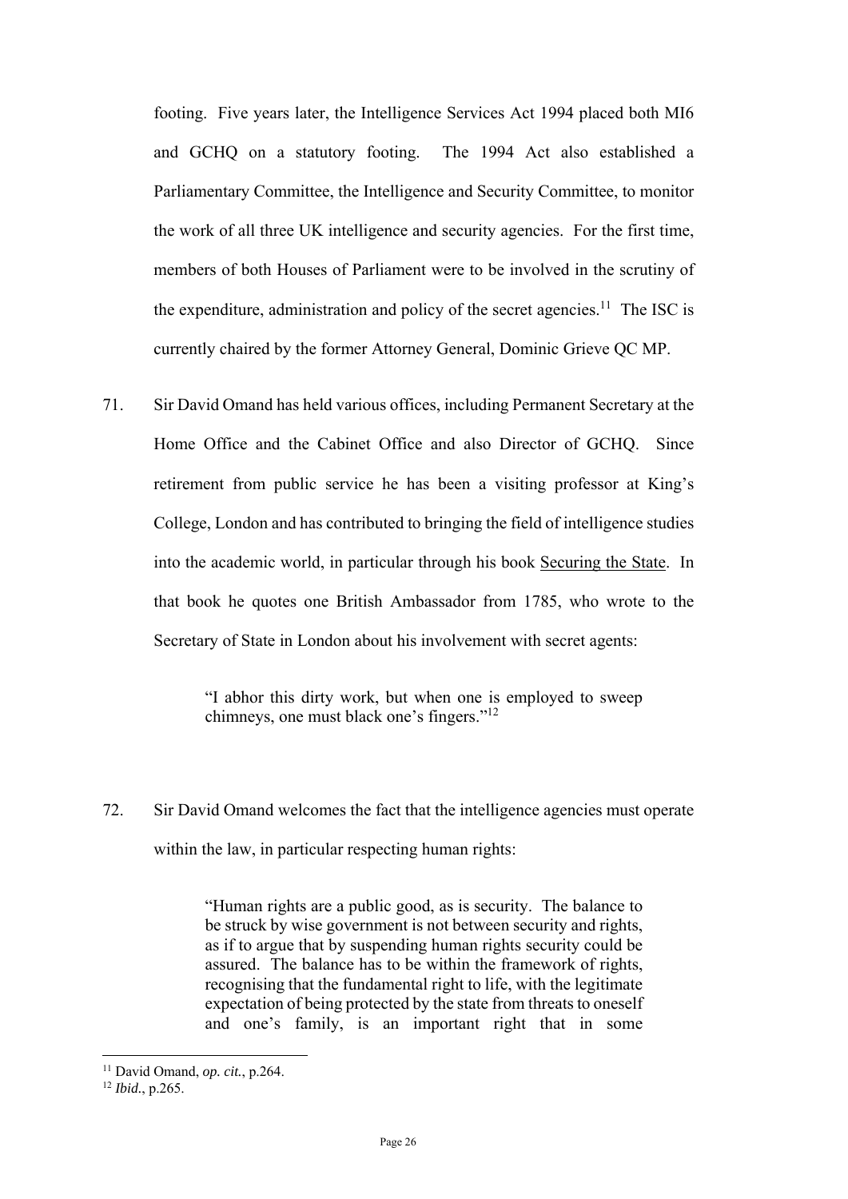footing. Five years later, the Intelligence Services Act 1994 placed both MI6 and GCHQ on a statutory footing. The 1994 Act also established a Parliamentary Committee, the Intelligence and Security Committee, to monitor the work of all three UK intelligence and security agencies. For the first time, members of both Houses of Parliament were to be involved in the scrutiny of the expenditure, administration and policy of the secret agencies.[11] The ISC is currently chaired by the former Attorney General, Dominic Grieve QC MP.

71. Sir David Omand has held various offices, including Permanent Secretary at the Home Office and the Cabinet Office and also Director of GCHQ. Since retirement from public service he has been a visiting professor at King's College, London and has contributed to bringing the field of intelligence studies into the academic world, in particular through his book Securing the State. In that book he quotes one British Ambassador from 1785, who wrote to the Secretary of State in London about his involvement with secret agents:

> "I abhor this dirty work, but when one is employed to sweep chimneys, one must black one's fingers."[12]

72. Sir David Omand welcomes the fact that the intelligence agencies must operate within the law, in particular respecting human rights:

> "Human rights are a public good, as is security. The balance to be struck by wise government is not between security and rights, as if to argue that by suspending human rights security could be assured. The balance has to be within the framework of rights, recognising that the fundamental right to life, with the legitimate expectation of being protected by the state from threats to oneself and one's family, is an important right that in some

[11] David Omand, *op. cit.*, p.264.

[12] *Ibid.*, p.265.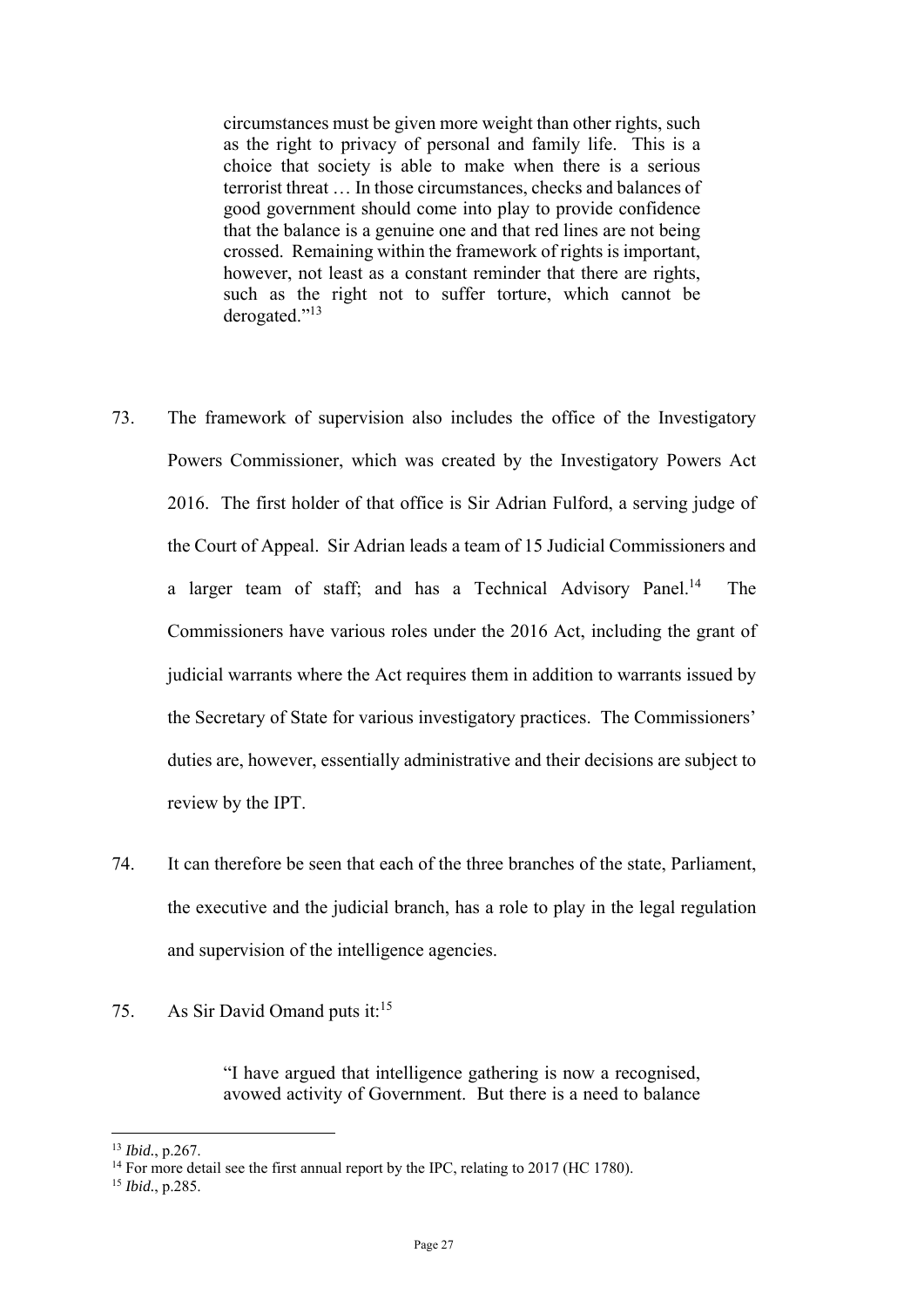> circumstances must be given more weight than other rights, such as the right to privacy of personal and family life. This is a choice that society is able to make when there is a serious terrorist threat … In those circumstances, checks and balances of good government should come into play to provide confidence that the balance is a genuine one and that red lines are not being crossed. Remaining within the framework of rights is important, however, not least as a constant reminder that there are rights, such as the right not to suffer torture, which cannot be derogated."[13]

73. The framework of supervision also includes the office of the Investigatory Powers Commissioner, which was created by the Investigatory Powers Act 2016. The first holder of that office is Sir Adrian Fulford, a serving judge of the Court of Appeal. Sir Adrian leads a team of 15 Judicial Commissioners and a larger team of staff; and has a Technical Advisory Panel.[14] The Commissioners have various roles under the 2016 Act, including the grant of judicial warrants where the Act requires them in addition to warrants issued by the Secretary of State for various investigatory practices. The Commissioners' duties are, however, essentially administrative and their decisions are subject to review by the IPT.

74. It can therefore be seen that each of the three branches of the state, Parliament, the executive and the judicial branch, has a role to play in the legal regulation and supervision of the intelligence agencies.

75. As Sir David Omand puts it:[15]

> "I have argued that intelligence gathering is now a recognised, avowed activity of Government. But there is a need to balance

---

[13] *Ibid.*, p.267.

[14] For more detail see the first annual report by the IPC, relating to 2017 (HC 1780).

[15] *Ibid.*, p.285.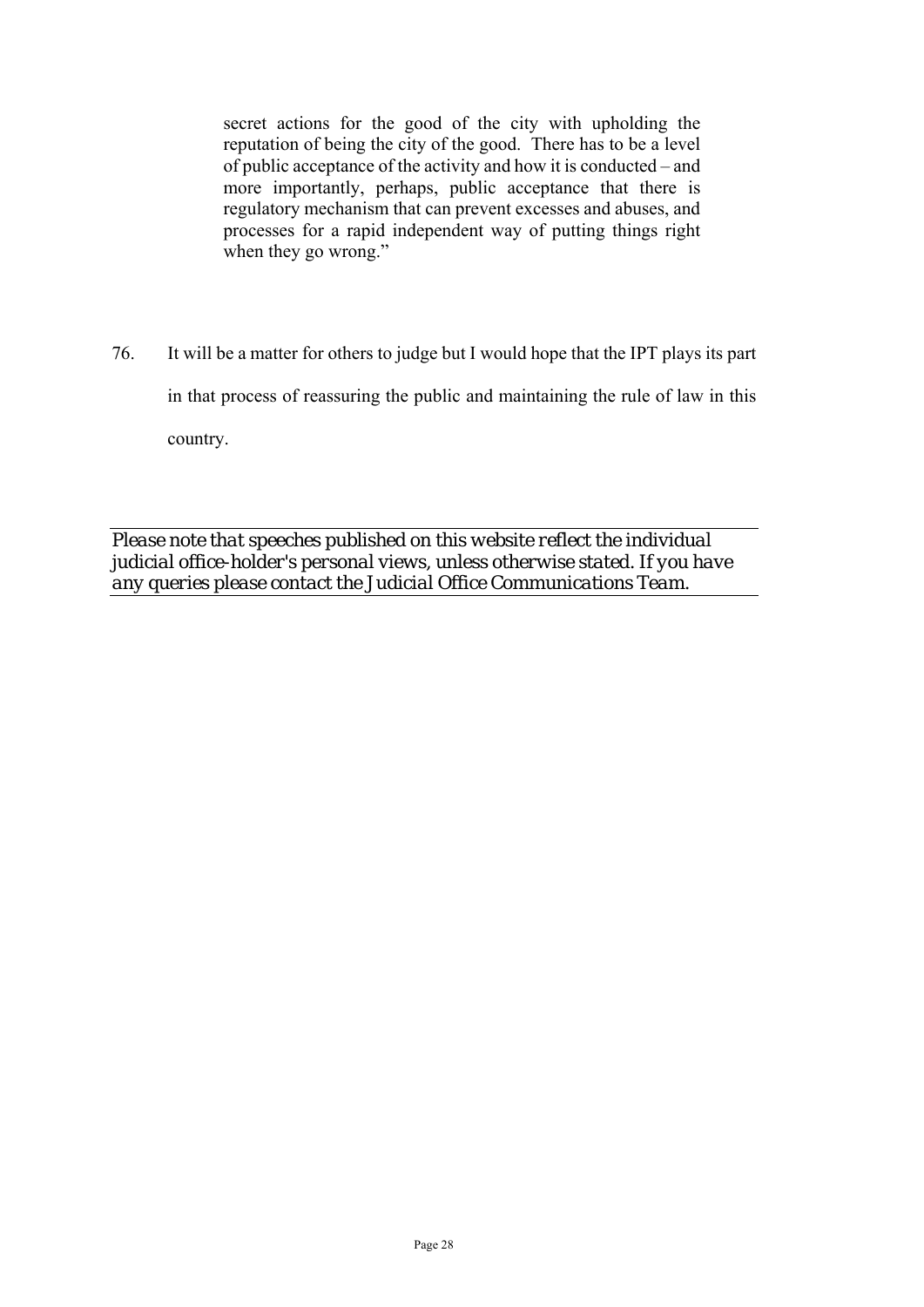> secret actions for the good of the city with upholding the reputation of being the city of the good. There has to be a level of public acceptance of the activity and how it is conducted – and more importantly, perhaps, public acceptance that there is regulatory mechanism that can prevent excesses and abuses, and processes for a rapid independent way of putting things right when they go wrong."

76. It will be a matter for others to judge but I would hope that the IPT plays its part in that process of reassuring the public and maintaining the rule of law in this country.

---

*Please note that speeches published on this website reflect the individual judicial office-holder's personal views, unless otherwise stated. If you have any queries please contact the Judicial Office Communications Team.*

---